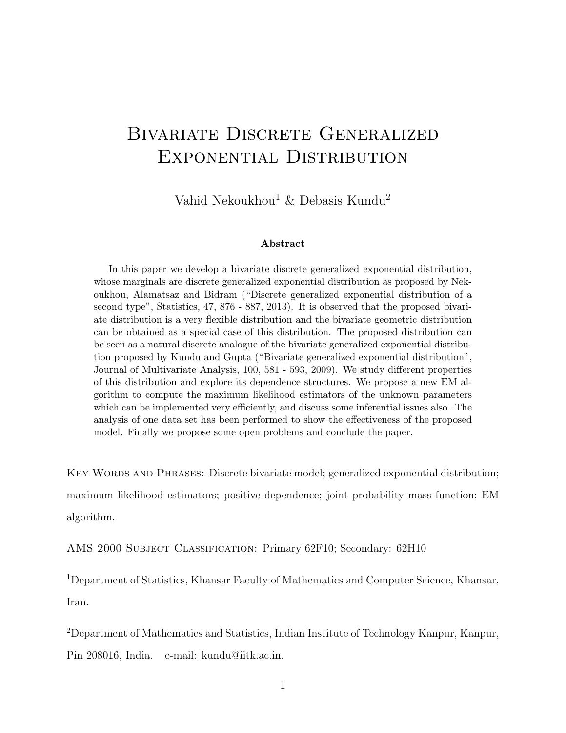# Bivariate Discrete Generalized Exponential Distribution

Vahid Nekoukhou[1] & Debasis Kundu[2]

**Abstract**

In this paper we develop a bivariate discrete generalized exponential distribution, whose marginals are discrete generalized exponential distribution as proposed by Nekoukhou, Alamatsaz and Bidram ("Discrete generalized exponential distribution of a second type", Statistics, 47, 876 - 887, 2013). It is observed that the proposed bivariate distribution is a very flexible distribution and the bivariate geometric distribution can be obtained as a special case of this distribution. The proposed distribution can be seen as a natural discrete analogue of the bivariate generalized exponential distribution proposed by Kundu and Gupta ("Bivariate generalized exponential distribution", Journal of Multivariate Analysis, 100, 581 - 593, 2009). We study different properties of this distribution and explore its dependence structures. We propose a new EM algorithm to compute the maximum likelihood estimators of the unknown parameters which can be implemented very efficiently, and discuss some inferential issues also. The analysis of one data set has been performed to show the effectiveness of the proposed model. Finally we propose some open problems and conclude the paper.

Key Words and Phrases: Discrete bivariate model; generalized exponential distribution; maximum likelihood estimators; positive dependence; joint probability mass function; EM algorithm.

AMS 2000 Subject Classification: Primary 62F10; Secondary: 62H10

[1]Department of Statistics, Khansar Faculty of Mathematics and Computer Science, Khansar, Iran.

[2]Department of Mathematics and Statistics, Indian Institute of Technology Kanpur, Kanpur, Pin 208016, India. e-mail: kundu@iitk.ac.in.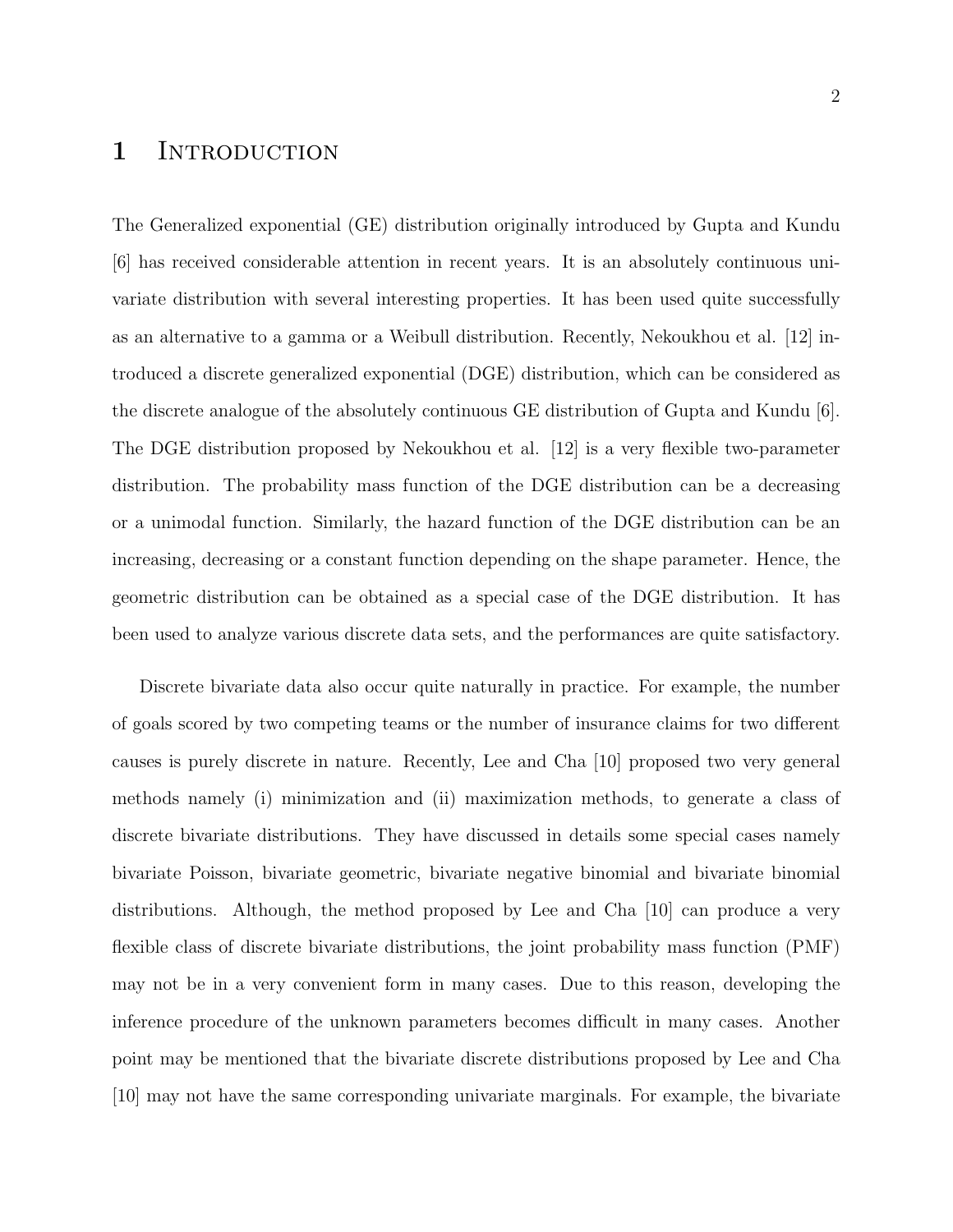# 1 Introduction

The Generalized exponential (GE) distribution originally introduced by Gupta and Kundu [6] has received considerable attention in recent years. It is an absolutely continuous univariate distribution with several interesting properties. It has been used quite successfully as an alternative to a gamma or a Weibull distribution. Recently, Nekoukhou et al. [12] introduced a discrete generalized exponential (DGE) distribution, which can be considered as the discrete analogue of the absolutely continuous GE distribution of Gupta and Kundu [6]. The DGE distribution proposed by Nekoukhou et al. [12] is a very flexible two-parameter distribution. The probability mass function of the DGE distribution can be a decreasing or a unimodal function. Similarly, the hazard function of the DGE distribution can be an increasing, decreasing or a constant function depending on the shape parameter. Hence, the geometric distribution can be obtained as a special case of the DGE distribution. It has been used to analyze various discrete data sets, and the performances are quite satisfactory.

Discrete bivariate data also occur quite naturally in practice. For example, the number of goals scored by two competing teams or the number of insurance claims for two different causes is purely discrete in nature. Recently, Lee and Cha [10] proposed two very general methods namely (i) minimization and (ii) maximization methods, to generate a class of discrete bivariate distributions. They have discussed in details some special cases namely bivariate Poisson, bivariate geometric, bivariate negative binomial and bivariate binomial distributions. Although, the method proposed by Lee and Cha [10] can produce a very flexible class of discrete bivariate distributions, the joint probability mass function (PMF) may not be in a very convenient form in many cases. Due to this reason, developing the inference procedure of the unknown parameters becomes difficult in many cases. Another point may be mentioned that the bivariate discrete distributions proposed by Lee and Cha [10] may not have the same corresponding univariate marginals. For example, the bivariate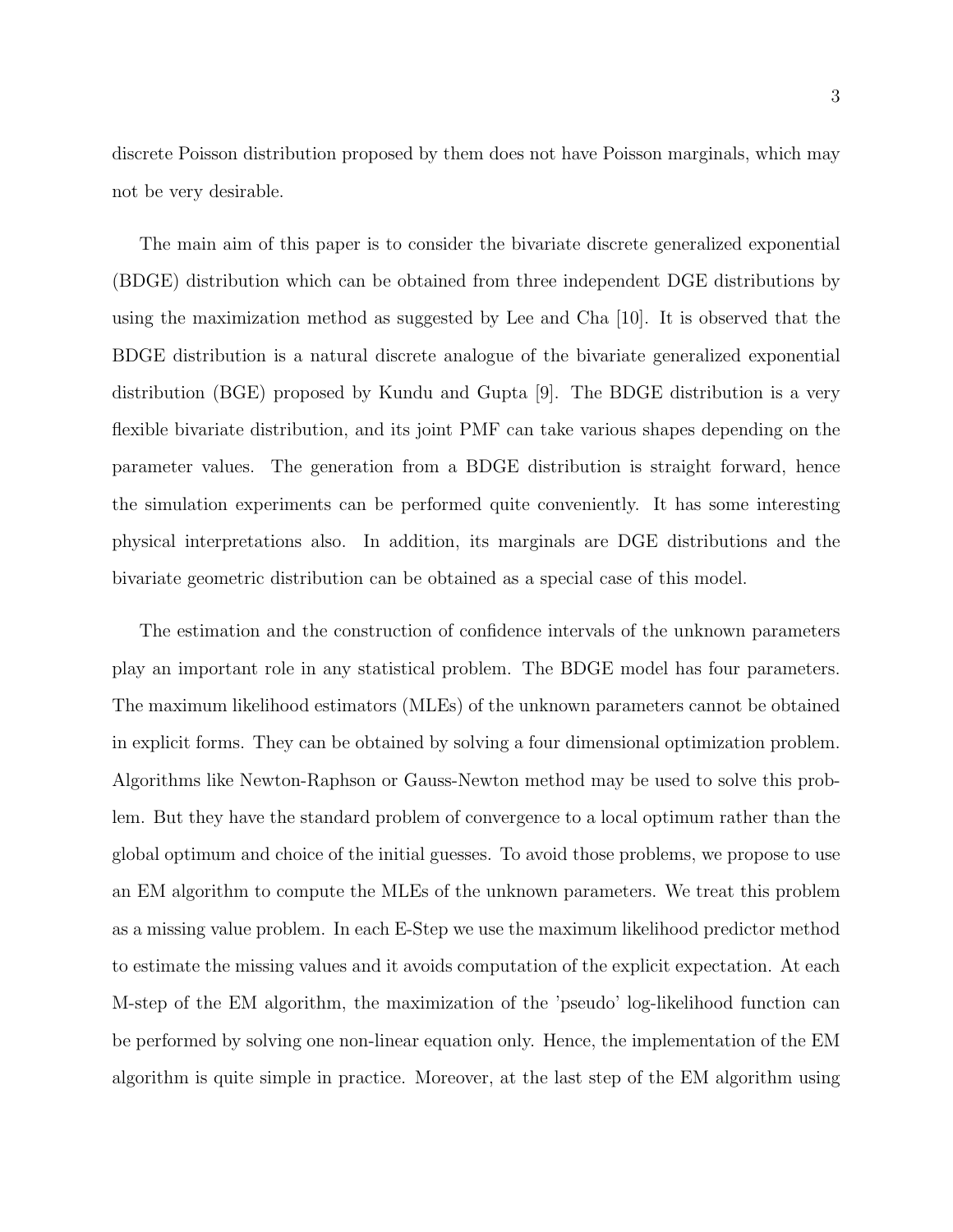discrete Poisson distribution proposed by them does not have Poisson marginals, which may not be very desirable.

The main aim of this paper is to consider the bivariate discrete generalized exponential (BDGE) distribution which can be obtained from three independent DGE distributions by using the maximization method as suggested by Lee and Cha [10]. It is observed that the BDGE distribution is a natural discrete analogue of the bivariate generalized exponential distribution (BGE) proposed by Kundu and Gupta [9]. The BDGE distribution is a very flexible bivariate distribution, and its joint PMF can take various shapes depending on the parameter values. The generation from a BDGE distribution is straight forward, hence the simulation experiments can be performed quite conveniently. It has some interesting physical interpretations also. In addition, its marginals are DGE distributions and the bivariate geometric distribution can be obtained as a special case of this model.

The estimation and the construction of confidence intervals of the unknown parameters play an important role in any statistical problem. The BDGE model has four parameters. The maximum likelihood estimators (MLEs) of the unknown parameters cannot be obtained in explicit forms. They can be obtained by solving a four dimensional optimization problem. Algorithms like Newton-Raphson or Gauss-Newton method may be used to solve this problem. But they have the standard problem of convergence to a local optimum rather than the global optimum and choice of the initial guesses. To avoid those problems, we propose to use an EM algorithm to compute the MLEs of the unknown parameters. We treat this problem as a missing value problem. In each E-Step we use the maximum likelihood predictor method to estimate the missing values and it avoids computation of the explicit expectation. At each M-step of the EM algorithm, the maximization of the 'pseudo' log-likelihood function can be performed by solving one non-linear equation only. Hence, the implementation of the EM algorithm is quite simple in practice. Moreover, at the last step of the EM algorithm using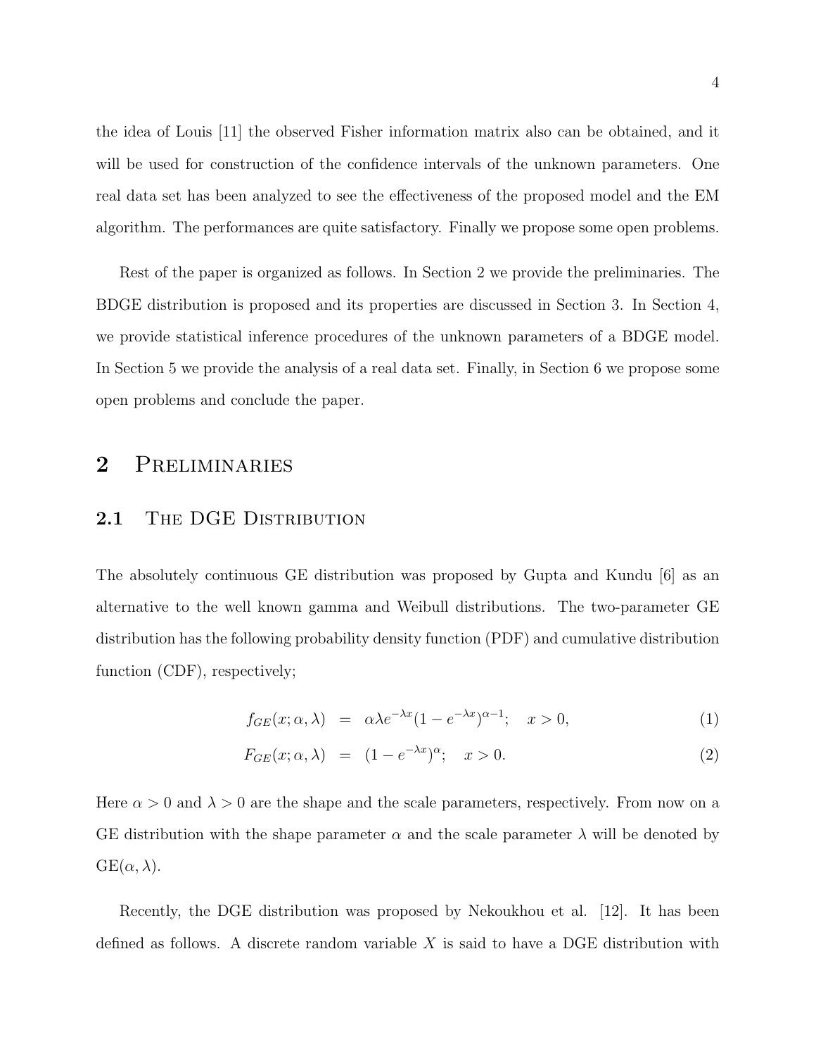the idea of Louis [11] the observed Fisher information matrix also can be obtained, and it will be used for construction of the confidence intervals of the unknown parameters. One real data set has been analyzed to see the effectiveness of the proposed model and the EM algorithm. The performances are quite satisfactory. Finally we propose some open problems.

Rest of the paper is organized as follows. In Section 2 we provide the preliminaries. The BDGE distribution is proposed and its properties are discussed in Section 3. In Section 4, we provide statistical inference procedures of the unknown parameters of a BDGE model. In Section 5 we provide the analysis of a real data set. Finally, in Section 6 we propose some open problems and conclude the paper.

## 2 Preliminaries

### 2.1 The DGE Distribution

The absolutely continuous GE distribution was proposed by Gupta and Kundu [6] as an alternative to the well known gamma and Weibull distributions. The two-parameter GE distribution has the following probability density function (PDF) and cumulative distribution function (CDF), respectively;

$$f_{GE}(x;\alpha,\lambda) = \alpha\lambda e^{-\lambda x}(1-e^{-\lambda x})^{\alpha-1}; \quad x>0, \tag{1}$$

$$F_{GE}(x;\alpha,\lambda) = (1-e^{-\lambda x})^{\alpha}; \quad x>0. \tag{2}$$

Here $\alpha > 0$ and $\lambda > 0$ are the shape and the scale parameters, respectively. From now on a GE distribution with the shape parameter $\alpha$ and the scale parameter $\lambda$ will be denoted by $\mathrm{GE}(\alpha,\lambda)$.

Recently, the DGE distribution was proposed by Nekoukhou et al. [12]. It has been defined as follows. A discrete random variable $X$ is said to have a DGE distribution with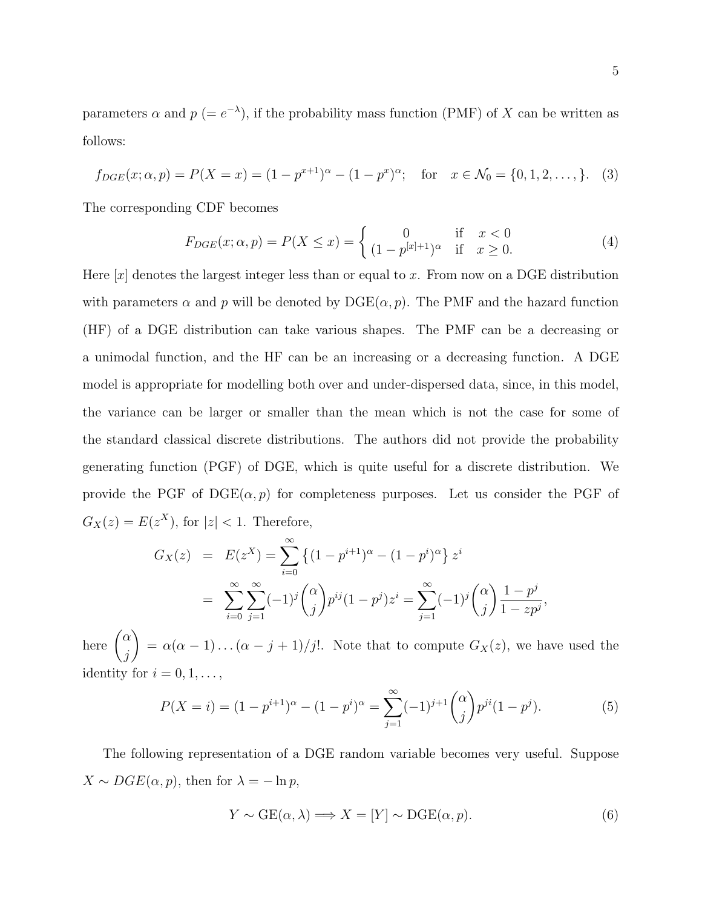parameters $\alpha$ and $p$ $(= e^{-\lambda})$, if the probability mass function (PMF) of $X$ can be written as follows:

$$f_{DGE}(x; \alpha, p) = P(X = x) = (1 - p^{x+1})^{\alpha} - (1 - p^{x})^{\alpha}; \quad \text{for} \quad x \in \mathcal{N}_0 = \{0, 1, 2, \ldots, \}. \quad (3)$$

The corresponding CDF becomes

$$F_{DGE}(x; \alpha, p) = P(X \leq x) = \begin{cases} 0 & \text{if} \quad x < 0 \\ (1 - p^{[x]+1})^{\alpha} & \text{if} \quad x \geq 0. \end{cases} \quad (4)$$

Here $[x]$ denotes the largest integer less than or equal to $x$. From now on a DGE distribution with parameters $\alpha$ and $p$ will be denoted by DGE$(\alpha, p)$. The PMF and the hazard function (HF) of a DGE distribution can take various shapes. The PMF can be a decreasing or a unimodal function, and the HF can be an increasing or a decreasing function. A DGE model is appropriate for modelling both over and under-dispersed data, since, in this model, the variance can be larger or smaller than the mean which is not the case for some of the standard classical discrete distributions. The authors did not provide the probability generating function (PGF) of DGE, which is quite useful for a discrete distribution. We provide the PGF of DGE$(\alpha, p)$ for completeness purposes. Let us consider the PGF of $G_X(z) = E(z^X)$, for $|z| < 1$. Therefore,

$$\begin{aligned} G_X(z) &= E(z^X) = \sum_{i=0}^{\infty} \left\{ (1 - p^{i+1})^{\alpha} - (1 - p^{i})^{\alpha} \right\} z^i \\ &= \sum_{i=0}^{\infty} \sum_{j=1}^{\infty} (-1)^j \binom{\alpha}{j} p^{ij} (1 - p^j) z^i = \sum_{j=1}^{\infty} (-1)^j \binom{\alpha}{j} \frac{1 - p^j}{1 - zp^j}, \end{aligned}$$

here $\binom{\alpha}{j} = \alpha(\alpha - 1) \ldots (\alpha - j + 1)/j!$. Note that to compute $G_X(z)$, we have used the identity for $i = 0, 1, \ldots,$

$$P(X = i) = (1 - p^{i+1})^{\alpha} - (1 - p^{i})^{\alpha} = \sum_{j=1}^{\infty} (-1)^{j+1} \binom{\alpha}{j} p^{ji} (1 - p^j). \quad (5)$$

The following representation of a DGE random variable becomes very useful. Suppose $X \sim DGE(\alpha, p)$, then for $\lambda = -\ln p$,

$$Y \sim \text{GE}(\alpha, \lambda) \Longrightarrow X = [Y] \sim \text{DGE}(\alpha, p). \quad (6)$$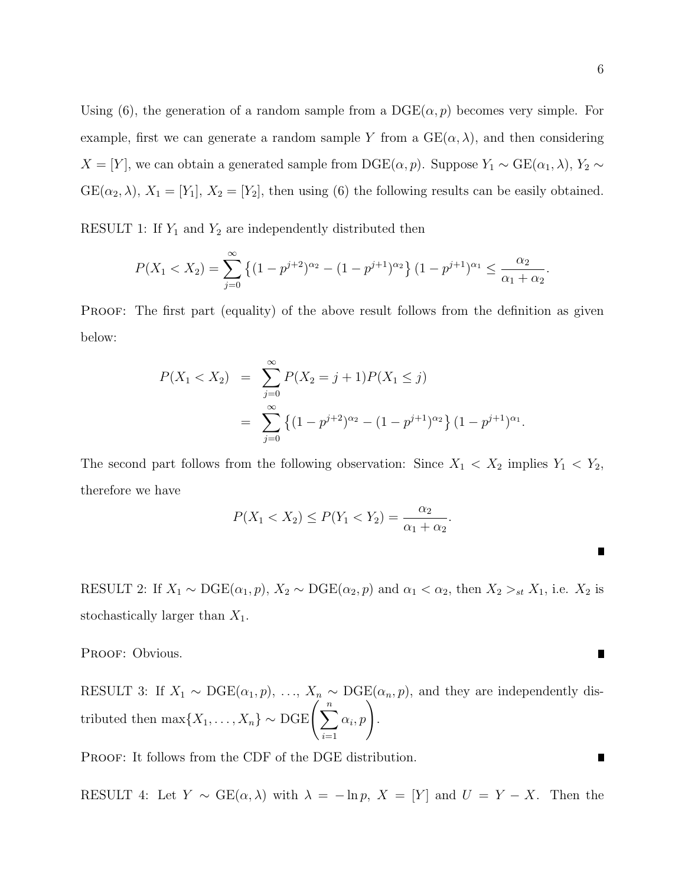Using (6), the generation of a random sample from a $\text{DGE}(\alpha, p)$ becomes very simple. For example, first we can generate a random sample $Y$ from a $\text{GE}(\alpha, \lambda)$, and then considering $X = [Y]$, we can obtain a generated sample from $\text{DGE}(\alpha, p)$. Suppose $Y_1 \sim \text{GE}(\alpha_1, \lambda)$, $Y_2 \sim \text{GE}(\alpha_2, \lambda)$, $X_1 = [Y_1]$, $X_2 = [Y_2]$, then using (6) the following results can be easily obtained.

RESULT 1: If $Y_1$ and $Y_2$ are independently distributed then

$$P(X_1 < X_2) = \sum_{j=0}^{\infty} \left\{ (1 - p^{j+2})^{\alpha_2} - (1 - p^{j+1})^{\alpha_2} \right\} (1 - p^{j+1})^{\alpha_1} \leq \frac{\alpha_2}{\alpha_1 + \alpha_2}.$$

PROOF: The first part (equality) of the above result follows from the definition as given below:

$$\begin{aligned} P(X_1 < X_2) &= \sum_{j=0}^{\infty} P(X_2 = j+1) P(X_1 \leq j) \\ &= \sum_{j=0}^{\infty} \left\{ (1 - p^{j+2})^{\alpha_2} - (1 - p^{j+1})^{\alpha_2} \right\} (1 - p^{j+1})^{\alpha_1}. \end{aligned}$$

The second part follows from the following observation: Since $X_1 < X_2$ implies $Y_1 < Y_2$, therefore we have

$$P(X_1 < X_2) \leq P(Y_1 < Y_2) = \frac{\alpha_2}{\alpha_1 + \alpha_2}.$$

■

RESULT 2: If $X_1 \sim \text{DGE}(\alpha_1, p)$, $X_2 \sim \text{DGE}(\alpha_2, p)$ and $\alpha_1 < \alpha_2$, then $X_2 >_{st} X_1$, i.e. $X_2$ is stochastically larger than $X_1$.

PROOF: Obvious. ■

RESULT 3: If $X_1 \sim \text{DGE}(\alpha_1, p)$, $\ldots$, $X_n \sim \text{DGE}(\alpha_n, p)$, and they are independently distributed then $\max\{X_1, \ldots, X_n\} \sim \text{DGE}\left( \sum_{i=1}^{n} \alpha_i, p \right)$.

PROOF: It follows from the CDF of the DGE distribution. ■

RESULT 4: Let $Y \sim \text{GE}(\alpha, \lambda)$ with $\lambda = -\ln p$, $X = [Y]$ and $U = Y - X$. Then the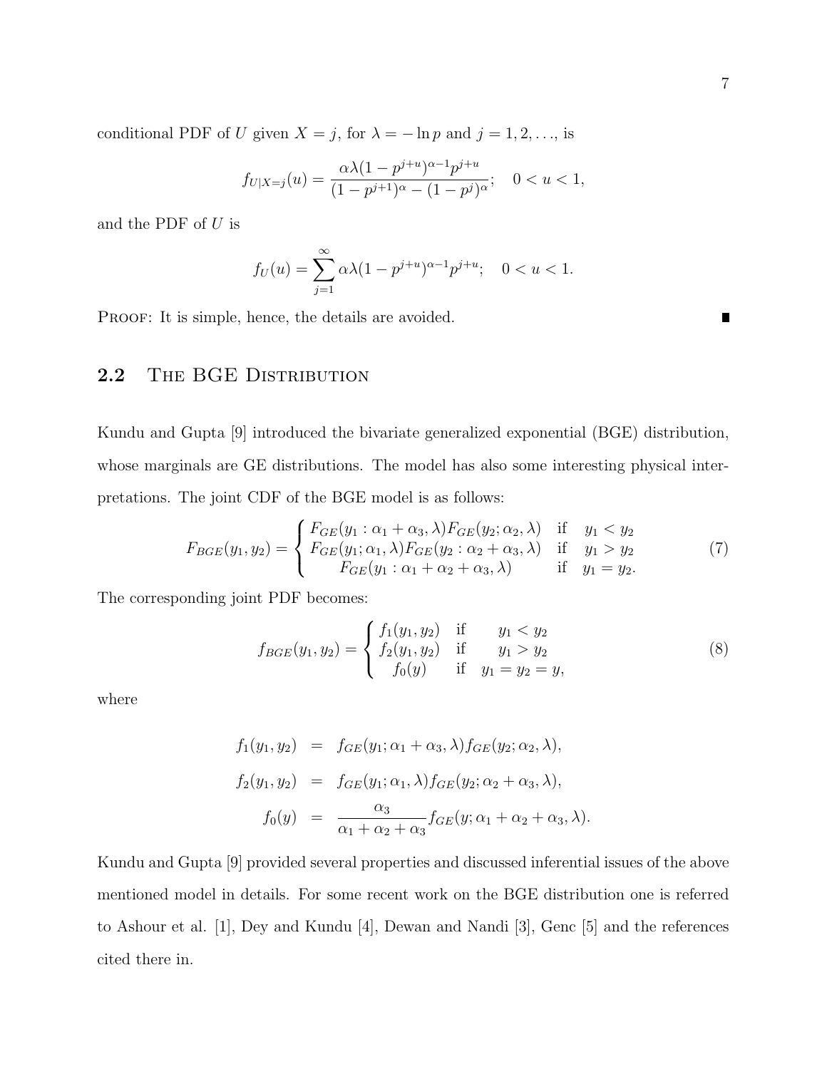conditional PDF of $U$ given $X = j$, for $\lambda = -\ln p$ and $j = 1, 2, \ldots$, is

$$f_{U|X=j}(u) = \frac{\alpha\lambda(1 - p^{j+u})^{\alpha-1}p^{j+u}}{(1 - p^{j+1})^{\alpha} - (1 - p^{j})^{\alpha}}; \quad 0 < u < 1,$$

and the PDF of $U$ is

$$f_U(u) = \sum_{j=1}^{\infty} \alpha\lambda(1 - p^{j+u})^{\alpha-1}p^{j+u}; \quad 0 < u < 1.$$

Proof: It is simple, hence, the details are avoided. ∎

## 2.2 The BGE Distribution

Kundu and Gupta [9] introduced the bivariate generalized exponential (BGE) distribution, whose marginals are GE distributions. The model has also some interesting physical interpretations. The joint CDF of the BGE model is as follows:

$$F_{BGE}(y_1, y_2) = \begin{cases} F_{GE}(y_1 : \alpha_1 + \alpha_3, \lambda)F_{GE}(y_2; \alpha_2, \lambda) & \text{if} \quad y_1 < y_2 \\ F_{GE}(y_1; \alpha_1, \lambda)F_{GE}(y_2 : \alpha_2 + \alpha_3, \lambda) & \text{if} \quad y_1 > y_2 \\ F_{GE}(y_1 : \alpha_1 + \alpha_2 + \alpha_3, \lambda) & \text{if} \quad y_1 = y_2. \end{cases} \tag{7}$$

The corresponding joint PDF becomes:

$$f_{BGE}(y_1, y_2) = \begin{cases} f_1(y_1, y_2) & \text{if} \quad y_1 < y_2 \\ f_2(y_1, y_2) & \text{if} \quad y_1 > y_2 \\ f_0(y) & \text{if} \quad y_1 = y_2 = y, \end{cases} \tag{8}$$

where

$$\begin{aligned} f_1(y_1, y_2) &= f_{GE}(y_1; \alpha_1 + \alpha_3, \lambda)f_{GE}(y_2; \alpha_2, \lambda), \\ f_2(y_1, y_2) &= f_{GE}(y_1; \alpha_1, \lambda)f_{GE}(y_2; \alpha_2 + \alpha_3, \lambda), \\ f_0(y) &= \frac{\alpha_3}{\alpha_1 + \alpha_2 + \alpha_3} f_{GE}(y; \alpha_1 + \alpha_2 + \alpha_3, \lambda). \end{aligned}$$

Kundu and Gupta [9] provided several properties and discussed inferential issues of the above mentioned model in details. For some recent work on the BGE distribution one is referred to Ashour et al. [1], Dey and Kundu [4], Dewan and Nandi [3], Genc [5] and the references cited there in.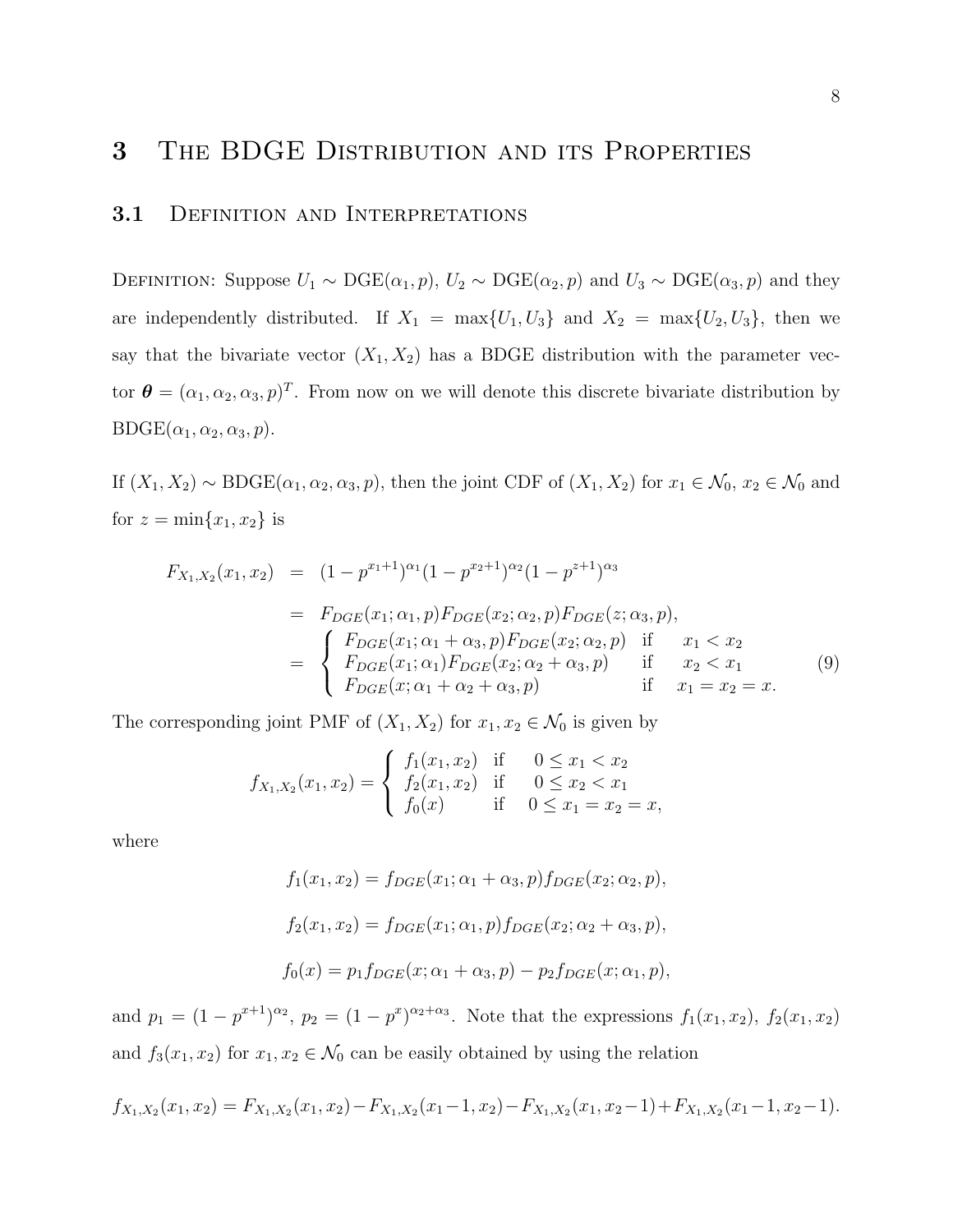# 3 The BDGE Distribution and its Properties

## 3.1 Definition and Interpretations

Definition: Suppose $U_1 \sim \text{DGE}(\alpha_1, p)$, $U_2 \sim \text{DGE}(\alpha_2, p)$ and $U_3 \sim \text{DGE}(\alpha_3, p)$ and they are independently distributed. If $X_1 = \max\{U_1, U_3\}$ and $X_2 = \max\{U_2, U_3\}$, then we say that the bivariate vector $(X_1, X_2)$ has a BDGE distribution with the parameter vector $\boldsymbol{\theta} = (\alpha_1, \alpha_2, \alpha_3, p)^T$. From now on we will denote this discrete bivariate distribution by $\text{BDGE}(\alpha_1, \alpha_2, \alpha_3, p)$.

If $(X_1, X_2) \sim \text{BDGE}(\alpha_1, \alpha_2, \alpha_3, p)$, then the joint CDF of $(X_1, X_2)$ for $x_1 \in \mathcal{N}_0$, $x_2 \in \mathcal{N}_0$ and for $z = \min\{x_1, x_2\}$ is

$$
\begin{aligned}
F_{X_1,X_2}(x_1, x_2) &= (1 - p^{x_1+1})^{\alpha_1}(1 - p^{x_2+1})^{\alpha_2}(1 - p^{z+1})^{\alpha_3} \\
&= F_{DGE}(x_1; \alpha_1, p) F_{DGE}(x_2; \alpha_2, p) F_{DGE}(z; \alpha_3, p), \\
&= \begin{cases} F_{DGE}(x_1; \alpha_1 + \alpha_3, p) F_{DGE}(x_2; \alpha_2, p) & \text{if} \quad x_1 < x_2 \\ F_{DGE}(x_1; \alpha_1) F_{DGE}(x_2; \alpha_2 + \alpha_3, p) & \text{if} \quad x_2 < x_1 \\ F_{DGE}(x; \alpha_1 + \alpha_2 + \alpha_3, p) & \text{if} \quad x_1 = x_2 = x. \end{cases} \qquad (9)
\end{aligned}
$$

The corresponding joint PMF of $(X_1, X_2)$ for $x_1, x_2 \in \mathcal{N}_0$ is given by

$$
f_{X_1,X_2}(x_1, x_2) = \begin{cases} f_1(x_1, x_2) & \text{if} \quad 0 \le x_1 < x_2 \\ f_2(x_1, x_2) & \text{if} \quad 0 \le x_2 < x_1 \\ f_0(x) & \text{if} \quad 0 \le x_1 = x_2 = x, \end{cases}
$$

where

$$
f_1(x_1, x_2) = f_{DGE}(x_1; \alpha_1 + \alpha_3, p) f_{DGE}(x_2; \alpha_2, p),
$$

$$
f_2(x_1, x_2) = f_{DGE}(x_1; \alpha_1, p) f_{DGE}(x_2; \alpha_2 + \alpha_3, p),
$$

$$
f_0(x) = p_1 f_{DGE}(x; \alpha_1 + \alpha_3, p) - p_2 f_{DGE}(x; \alpha_1, p),
$$

and $p_1 = (1 - p^{x+1})^{\alpha_2}$, $p_2 = (1 - p^x)^{\alpha_2 + \alpha_3}$. Note that the expressions $f_1(x_1, x_2)$, $f_2(x_1, x_2)$ and $f_3(x_1, x_2)$ for $x_1, x_2 \in \mathcal{N}_0$ can be easily obtained by using the relation

$$
f_{X_1,X_2}(x_1, x_2) = F_{X_1,X_2}(x_1, x_2) - F_{X_1,X_2}(x_1 - 1, x_2) - F_{X_1,X_2}(x_1, x_2 - 1) + F_{X_1,X_2}(x_1 - 1, x_2 - 1).
$$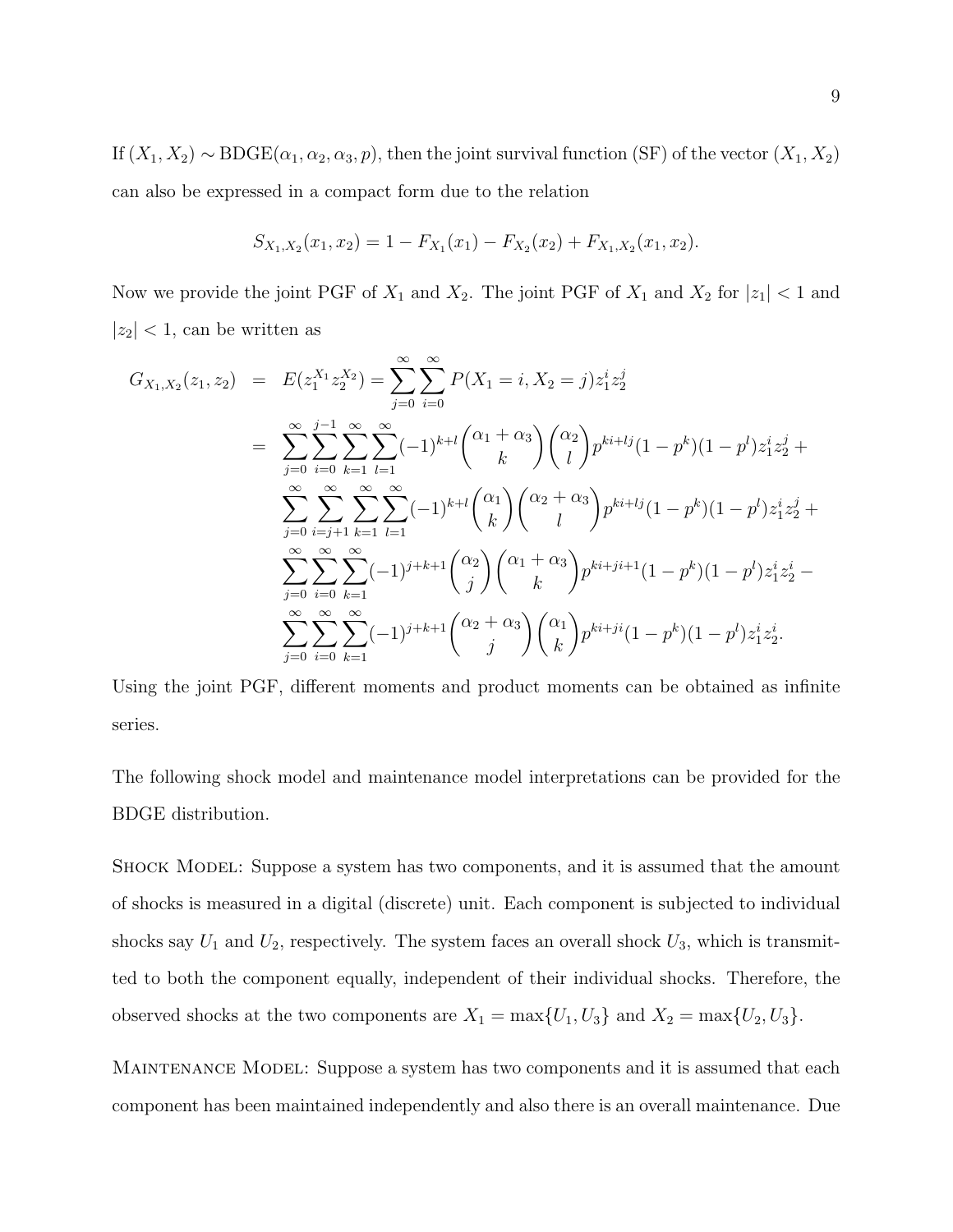If $(X_1, X_2) \sim \text{BDGE}(\alpha_1, \alpha_2, \alpha_3, p)$, then the joint survival function (SF) of the vector $(X_1, X_2)$ can also be expressed in a compact form due to the relation

$$S_{X_1,X_2}(x_1, x_2) = 1 - F_{X_1}(x_1) - F_{X_2}(x_2) + F_{X_1,X_2}(x_1, x_2).$$

Now we provide the joint PGF of $X_1$ and $X_2$. The joint PGF of $X_1$ and $X_2$ for $|z_1| < 1$ and $|z_2| < 1$, can be written as

$$\begin{aligned}
G_{X_1,X_2}(z_1, z_2) &= E(z_1^{X_1} z_2^{X_2}) = \sum_{j=0}^{\infty}\sum_{i=0}^{\infty} P(X_1 = i, X_2 = j) z_1^i z_2^j \\
&= \sum_{j=0}^{\infty}\sum_{i=0}^{j-1}\sum_{k=1}^{\infty}\sum_{l=1}^{\infty}(-1)^{k+l}\binom{\alpha_1+\alpha_3}{k}\binom{\alpha_2}{l}p^{ki+lj}(1-p^k)(1-p^l)z_1^i z_2^j + \\
&\quad \sum_{j=0}^{\infty}\sum_{i=j+1}^{\infty}\sum_{k=1}^{\infty}\sum_{l=1}^{\infty}(-1)^{k+l}\binom{\alpha_1}{k}\binom{\alpha_2+\alpha_3}{l}p^{ki+lj}(1-p^k)(1-p^l)z_1^i z_2^j + \\
&\quad \sum_{j=0}^{\infty}\sum_{i=0}^{\infty}\sum_{k=1}^{\infty}(-1)^{j+k+1}\binom{\alpha_2}{j}\binom{\alpha_1+\alpha_3}{k}p^{ki+ji+1}(1-p^k)(1-p^l)z_1^i z_2^i - \\
&\quad \sum_{j=0}^{\infty}\sum_{i=0}^{\infty}\sum_{k=1}^{\infty}(-1)^{j+k+1}\binom{\alpha_2+\alpha_3}{j}\binom{\alpha_1}{k}p^{ki+ji}(1-p^k)(1-p^l)z_1^i z_2^i.
\end{aligned}$$

Using the joint PGF, different moments and product moments can be obtained as infinite series.

The following shock model and maintenance model interpretations can be provided for the BDGE distribution.

Shock Model: Suppose a system has two components, and it is assumed that the amount of shocks is measured in a digital (discrete) unit. Each component is subjected to individual shocks say $U_1$ and $U_2$, respectively. The system faces an overall shock $U_3$, which is transmitted to both the component equally, independent of their individual shocks. Therefore, the observed shocks at the two components are $X_1 = \max\{U_1, U_3\}$ and $X_2 = \max\{U_2, U_3\}$.

Maintenance Model: Suppose a system has two components and it is assumed that each component has been maintained independently and also there is an overall maintenance. Due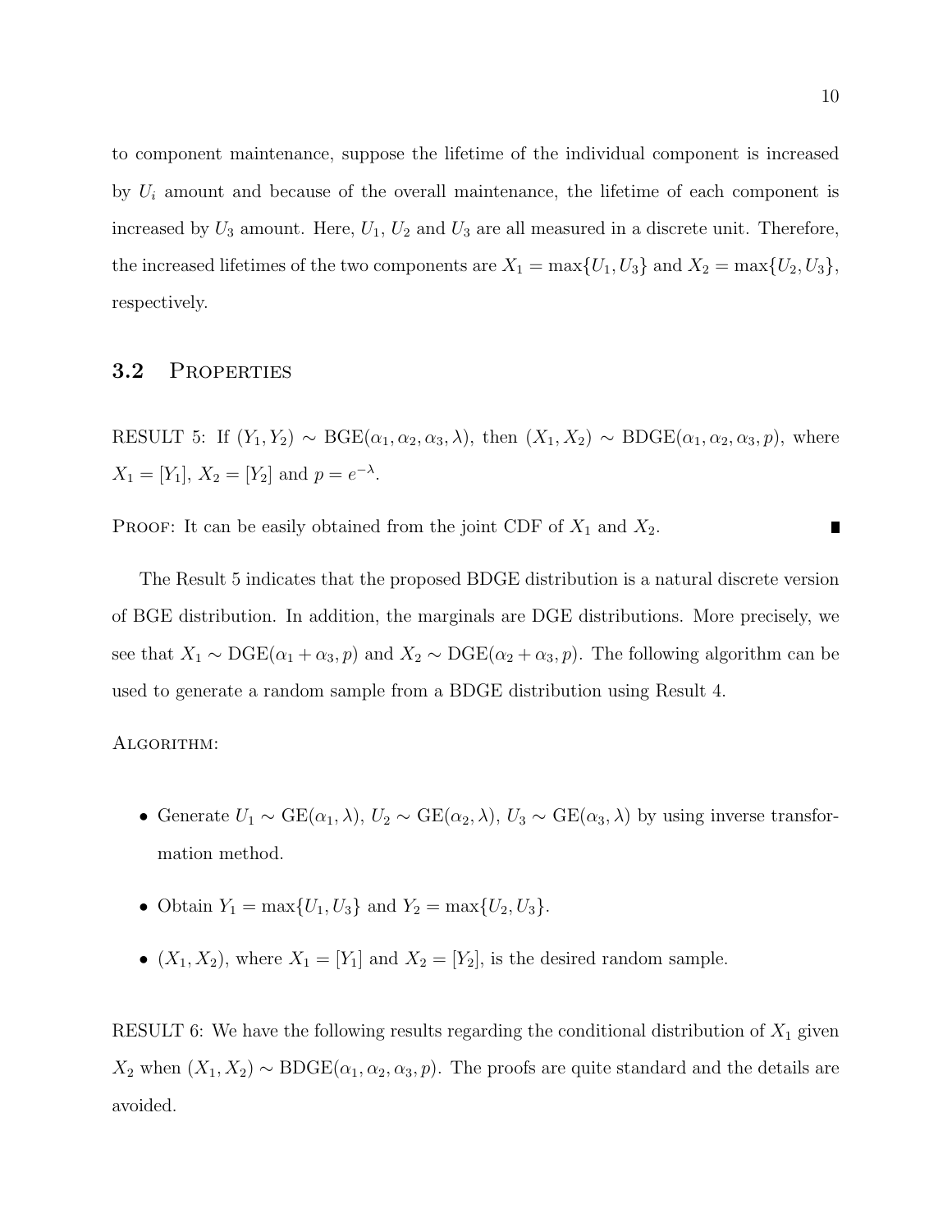to component maintenance, suppose the lifetime of the individual component is increased by $U_i$ amount and because of the overall maintenance, the lifetime of each component is increased by $U_3$ amount. Here, $U_1$, $U_2$ and $U_3$ are all measured in a discrete unit. Therefore, the increased lifetimes of the two components are $X_1 = \max\{U_1, U_3\}$ and $X_2 = \max\{U_2, U_3\}$, respectively.

## 3.2 Properties

RESULT 5: If $(Y_1, Y_2) \sim \text{BGE}(\alpha_1, \alpha_2, \alpha_3, \lambda)$, then $(X_1, X_2) \sim \text{BDGE}(\alpha_1, \alpha_2, \alpha_3, p)$, where $X_1 = [Y_1]$, $X_2 = [Y_2]$ and $p = e^{-\lambda}$.

Proof: It can be easily obtained from the joint CDF of $X_1$ and $X_2$. ∎

The Result 5 indicates that the proposed BDGE distribution is a natural discrete version of BGE distribution. In addition, the marginals are DGE distributions. More precisely, we see that $X_1 \sim \text{DGE}(\alpha_1 + \alpha_3, p)$ and $X_2 \sim \text{DGE}(\alpha_2 + \alpha_3, p)$. The following algorithm can be used to generate a random sample from a BDGE distribution using Result 4.

Algorithm:

- Generate $U_1 \sim \text{GE}(\alpha_1, \lambda)$, $U_2 \sim \text{GE}(\alpha_2, \lambda)$, $U_3 \sim \text{GE}(\alpha_3, \lambda)$ by using inverse transformation method.
- Obtain $Y_1 = \max\{U_1, U_3\}$ and $Y_2 = \max\{U_2, U_3\}$.
- $(X_1, X_2)$, where $X_1 = [Y_1]$ and $X_2 = [Y_2]$, is the desired random sample.

RESULT 6: We have the following results regarding the conditional distribution of $X_1$ given $X_2$ when $(X_1, X_2) \sim \text{BDGE}(\alpha_1, \alpha_2, \alpha_3, p)$. The proofs are quite standard and the details are avoided.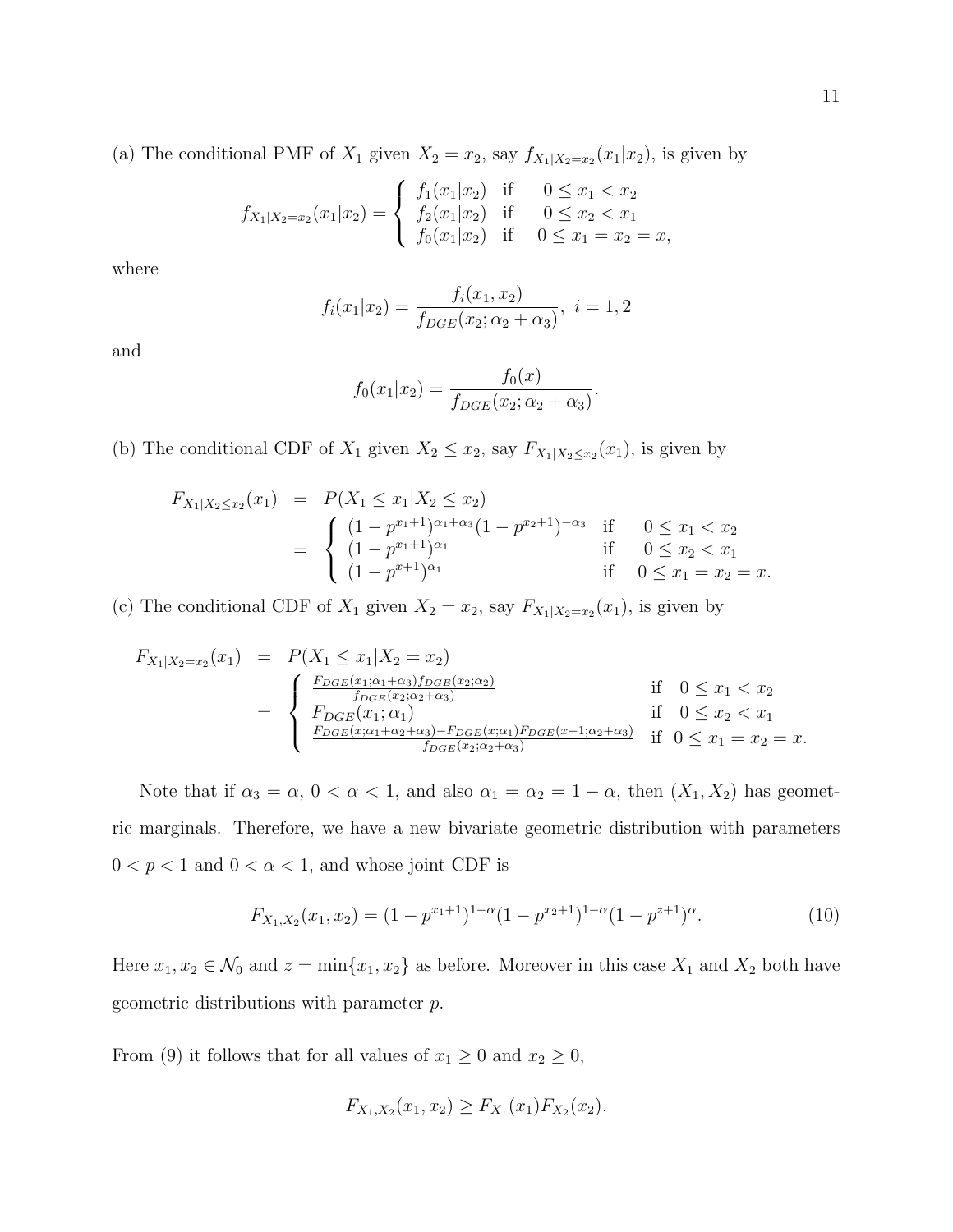(a) The conditional PMF of $X_1$ given $X_2 = x_2$, say $f_{X_1|X_2=x_2}(x_1|x_2)$, is given by

$$f_{X_1|X_2=x_2}(x_1|x_2) = \begin{cases} f_1(x_1|x_2) & \text{if} \quad 0 \le x_1 < x_2 \\ f_2(x_1|x_2) & \text{if} \quad 0 \le x_2 < x_1 \\ f_0(x_1|x_2) & \text{if} \quad 0 \le x_1 = x_2 = x, \end{cases}$$

where

$$f_i(x_1|x_2) = \frac{f_i(x_1, x_2)}{f_{DGE}(x_2; \alpha_2 + \alpha_3)}, \; i = 1, 2$$

and

$$f_0(x_1|x_2) = \frac{f_0(x)}{f_{DGE}(x_2; \alpha_2 + \alpha_3)}.$$

(b) The conditional CDF of $X_1$ given $X_2 \le x_2$, say $F_{X_1|X_2 \le x_2}(x_1)$, is given by

$$\begin{aligned} F_{X_1|X_2 \le x_2}(x_1) &= P(X_1 \le x_1 | X_2 \le x_2) \\ &= \begin{cases} (1 - p^{x_1+1})^{\alpha_1+\alpha_3}(1 - p^{x_2+1})^{-\alpha_3} & \text{if} \quad 0 \le x_1 < x_2 \\ (1 - p^{x_1+1})^{\alpha_1} & \text{if} \quad 0 \le x_2 < x_1 \\ (1 - p^{x+1})^{\alpha_1} & \text{if} \quad 0 \le x_1 = x_2 = x. \end{cases} \end{aligned}$$

(c) The conditional CDF of $X_1$ given $X_2 = x_2$, say $F_{X_1|X_2=x_2}(x_1)$, is given by

$$\begin{aligned} F_{X_1|X_2=x_2}(x_1) &= P(X_1 \le x_1 | X_2 = x_2) \\ &= \begin{cases} \frac{F_{DGE}(x_1; \alpha_1+\alpha_3) f_{DGE}(x_2; \alpha_2)}{f_{DGE}(x_2; \alpha_2+\alpha_3)} & \text{if} \quad 0 \le x_1 < x_2 \\ F_{DGE}(x_1; \alpha_1) & \text{if} \quad 0 \le x_2 < x_1 \\ \frac{F_{DGE}(x; \alpha_1+\alpha_2+\alpha_3) - F_{DGE}(x; \alpha_1) F_{DGE}(x-1; \alpha_2+\alpha_3)}{f_{DGE}(x_2; \alpha_2+\alpha_3)} & \text{if} \quad 0 \le x_1 = x_2 = x. \end{cases} \end{aligned}$$

Note that if $\alpha_3 = \alpha$, $0 < \alpha < 1$, and also $\alpha_1 = \alpha_2 = 1 - \alpha$, then $(X_1, X_2)$ has geometric marginals. Therefore, we have a new bivariate geometric distribution with parameters $0 < p < 1$ and $0 < \alpha < 1$, and whose joint CDF is

$$F_{X_1,X_2}(x_1, x_2) = (1 - p^{x_1+1})^{1-\alpha}(1 - p^{x_2+1})^{1-\alpha}(1 - p^{z+1})^{\alpha}. \tag{10}$$

Here $x_1, x_2 \in \mathcal{N}_0$ and $z = \min\{x_1, x_2\}$ as before. Moreover in this case $X_1$ and $X_2$ both have geometric distributions with parameter $p$.

From (9) it follows that for all values of $x_1 \ge 0$ and $x_2 \ge 0$,

$$F_{X_1,X_2}(x_1, x_2) \ge F_{X_1}(x_1) F_{X_2}(x_2).$$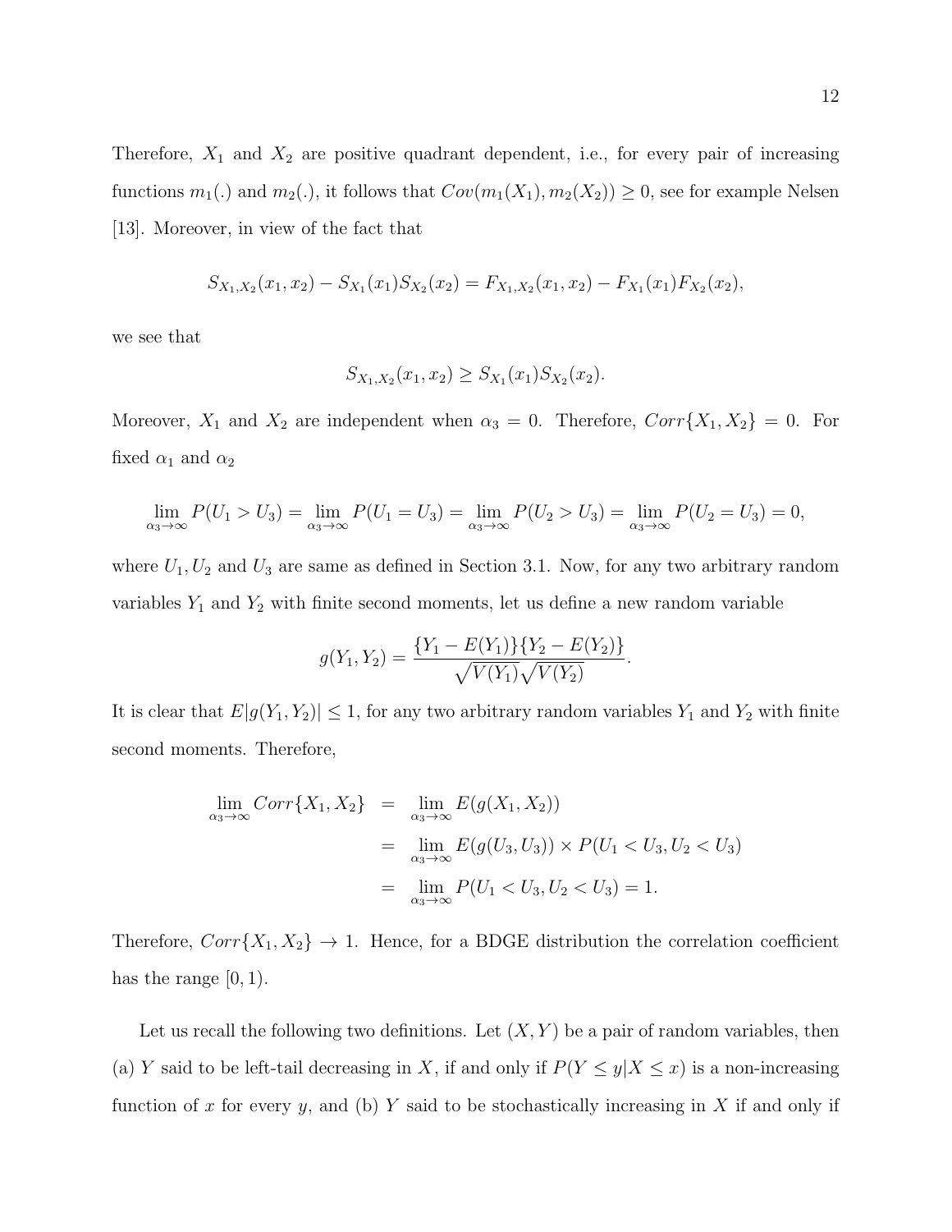Therefore, $X_1$ and $X_2$ are positive quadrant dependent, i.e., for every pair of increasing functions $m_1(.)$ and $m_2(.)$, it follows that $Cov(m_1(X_1), m_2(X_2)) \geq 0$, see for example Nelsen [13]. Moreover, in view of the fact that

$$S_{X_1,X_2}(x_1, x_2) - S_{X_1}(x_1)S_{X_2}(x_2) = F_{X_1,X_2}(x_1, x_2) - F_{X_1}(x_1)F_{X_2}(x_2),$$

we see that

$$S_{X_1,X_2}(x_1, x_2) \geq S_{X_1}(x_1)S_{X_2}(x_2).$$

Moreover, $X_1$ and $X_2$ are independent when $\alpha_3 = 0$. Therefore, $Corr\{X_1, X_2\} = 0$. For fixed $\alpha_1$ and $\alpha_2$

$$\lim_{\alpha_3 \to \infty} P(U_1 > U_3) = \lim_{\alpha_3 \to \infty} P(U_1 = U_3) = \lim_{\alpha_3 \to \infty} P(U_2 > U_3) = \lim_{\alpha_3 \to \infty} P(U_2 = U_3) = 0,$$

where $U_1, U_2$ and $U_3$ are same as defined in Section 3.1. Now, for any two arbitrary random variables $Y_1$ and $Y_2$ with finite second moments, let us define a new random variable

$$g(Y_1, Y_2) = \frac{\{Y_1 - E(Y_1)\}\{Y_2 - E(Y_2)\}}{\sqrt{V(Y_1)}\sqrt{V(Y_2)}}.$$

It is clear that $E|g(Y_1, Y_2)| \leq 1$, for any two arbitrary random variables $Y_1$ and $Y_2$ with finite second moments. Therefore,

$$\begin{aligned}
\lim_{\alpha_3 \to \infty} Corr\{X_1, X_2\} &= \lim_{\alpha_3 \to \infty} E(g(X_1, X_2)) \\
&= \lim_{\alpha_3 \to \infty} E(g(U_3, U_3)) \times P(U_1 < U_3, U_2 < U_3) \\
&= \lim_{\alpha_3 \to \infty} P(U_1 < U_3, U_2 < U_3) = 1.
\end{aligned}$$

Therefore, $Corr\{X_1, X_2\} \to 1$. Hence, for a BDGE distribution the correlation coefficient has the range $[0, 1)$.

Let us recall the following two definitions. Let $(X, Y)$ be a pair of random variables, then (a) $Y$ said to be left-tail decreasing in $X$, if and only if $P(Y \leq y|X \leq x)$ is a non-increasing function of $x$ for every $y$, and (b) $Y$ said to be stochastically increasing in $X$ if and only if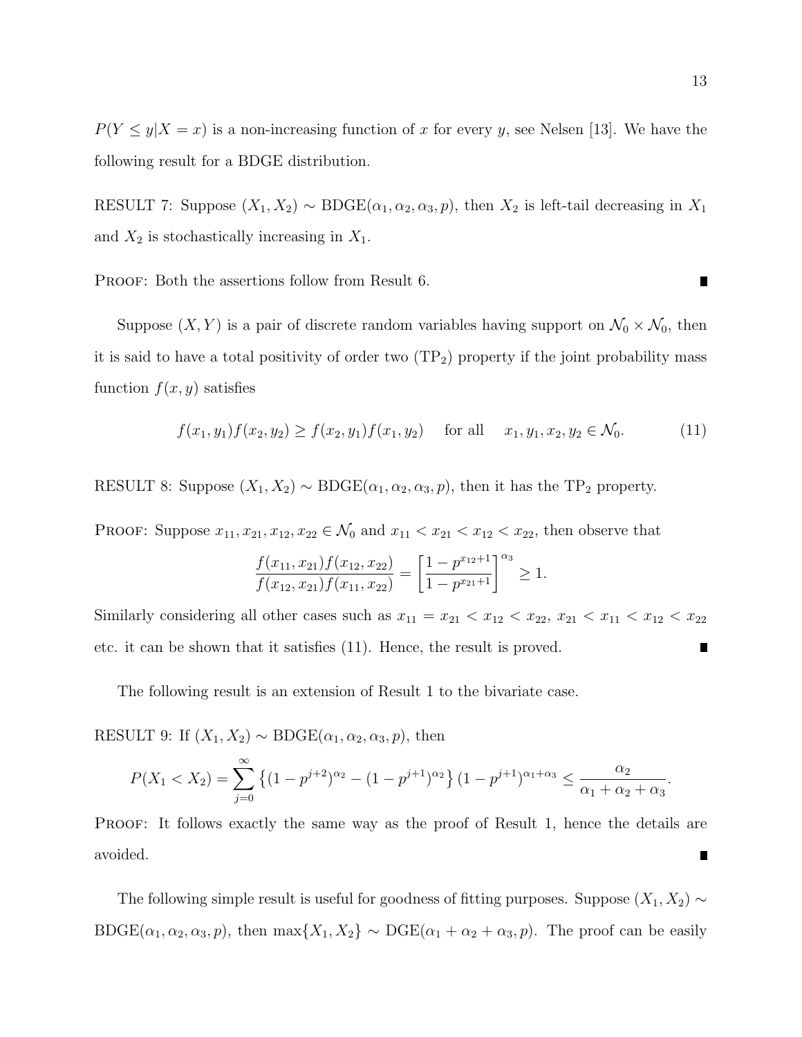$P(Y \leq y|X = x)$ is a non-increasing function of $x$ for every $y$, see Nelsen [13]. We have the following result for a BDGE distribution.

RESULT 7: Suppose $(X_1, X_2) \sim \text{BDGE}(\alpha_1, \alpha_2, \alpha_3, p)$, then $X_2$ is left-tail decreasing in $X_1$ and $X_2$ is stochastically increasing in $X_1$.

PROOF: Both the assertions follow from Result 6. ∎

Suppose $(X, Y)$ is a pair of discrete random variables having support on $\mathcal{N}_0 \times \mathcal{N}_0$, then it is said to have a total positivity of order two ($\text{TP}_2$) property if the joint probability mass function $f(x, y)$ satisfies

$$f(x_1, y_1)f(x_2, y_2) \geq f(x_2, y_1)f(x_1, y_2) \quad \text{for all} \quad x_1, y_1, x_2, y_2 \in \mathcal{N}_0. \tag{11}$$

RESULT 8: Suppose $(X_1, X_2) \sim \text{BDGE}(\alpha_1, \alpha_2, \alpha_3, p)$, then it has the $\text{TP}_2$ property.

PROOF: Suppose $x_{11}, x_{21}, x_{12}, x_{22} \in \mathcal{N}_0$ and $x_{11} < x_{21} < x_{12} < x_{22}$, then observe that

$$\frac{f(x_{11}, x_{21})f(x_{12}, x_{22})}{f(x_{12}, x_{21})f(x_{11}, x_{22})} = \left[\frac{1 - p^{x_{12}+1}}{1 - p^{x_{21}+1}}\right]^{\alpha_3} \geq 1.$$

Similarly considering all other cases such as $x_{11} = x_{21} < x_{12} < x_{22}$, $x_{21} < x_{11} < x_{12} < x_{22}$ etc. it can be shown that it satisfies (11). Hence, the result is proved. ∎

The following result is an extension of Result 1 to the bivariate case.

RESULT 9: If $(X_1, X_2) \sim \text{BDGE}(\alpha_1, \alpha_2, \alpha_3, p)$, then

$$P(X_1 < X_2) = \sum_{j=0}^{\infty} \left\{(1 - p^{j+2})^{\alpha_2} - (1 - p^{j+1})^{\alpha_2}\right\}(1 - p^{j+1})^{\alpha_1+\alpha_3} \leq \frac{\alpha_2}{\alpha_1 + \alpha_2 + \alpha_3}.$$

PROOF: It follows exactly the same way as the proof of Result 1, hence the details are avoided. ∎

The following simple result is useful for goodness of fitting purposes. Suppose $(X_1, X_2) \sim \text{BDGE}(\alpha_1, \alpha_2, \alpha_3, p)$, then $\max\{X_1, X_2\} \sim \text{DGE}(\alpha_1 + \alpha_2 + \alpha_3, p)$. The proof can be easily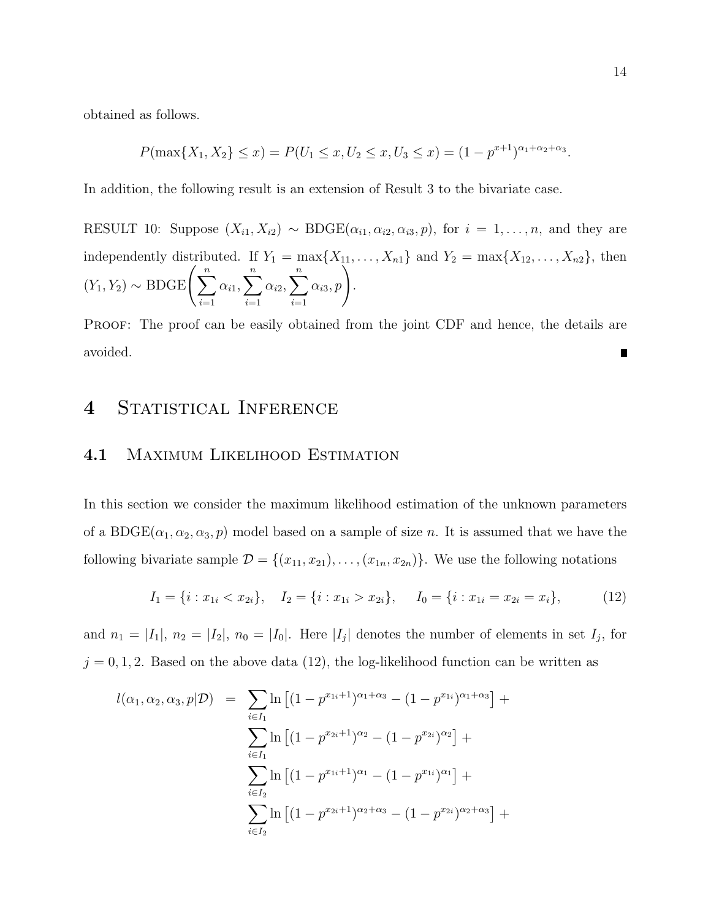obtained as follows.

$$P(\max\{X_1, X_2\} \leq x) = P(U_1 \leq x, U_2 \leq x, U_3 \leq x) = (1 - p^{x+1})^{\alpha_1+\alpha_2+\alpha_3}.$$

In addition, the following result is an extension of Result 3 to the bivariate case.

RESULT 10: Suppose $(X_{i1}, X_{i2}) \sim \text{BDGE}(\alpha_{i1}, \alpha_{i2}, \alpha_{i3}, p)$, for $i = 1, \ldots, n$, and they are independently distributed. If $Y_1 = \max\{X_{11}, \ldots, X_{n1}\}$ and $Y_2 = \max\{X_{12}, \ldots, X_{n2}\}$, then $(Y_1, Y_2) \sim \text{BDGE}\left(\sum_{i=1}^{n} \alpha_{i1}, \sum_{i=1}^{n} \alpha_{i2}, \sum_{i=1}^{n} \alpha_{i3}, p\right)$.

PROOF: The proof can be easily obtained from the joint CDF and hence, the details are avoided. ∎

# 4 Statistical Inference

## 4.1 Maximum Likelihood Estimation

In this section we consider the maximum likelihood estimation of the unknown parameters of a $\text{BDGE}(\alpha_1, \alpha_2, \alpha_3, p)$ model based on a sample of size $n$. It is assumed that we have the following bivariate sample $\mathcal{D} = \{(x_{11}, x_{21}), \ldots, (x_{1n}, x_{2n})\}$. We use the following notations

$$I_1 = \{i : x_{1i} < x_{2i}\}, \quad I_2 = \{i : x_{1i} > x_{2i}\}, \quad I_0 = \{i : x_{1i} = x_{2i} = x_i\}, \tag{12}$$

and $n_1 = |I_1|$, $n_2 = |I_2|$, $n_0 = |I_0|$. Here $|I_j|$ denotes the number of elements in set $I_j$, for $j = 0, 1, 2$. Based on the above data (12), the log-likelihood function can be written as

$$\begin{aligned}
l(\alpha_1, \alpha_2, \alpha_3, p|\mathcal{D}) \;=\; & \sum_{i \in I_1} \ln\left[(1 - p^{x_{1i}+1})^{\alpha_1+\alpha_3} - (1 - p^{x_{1i}})^{\alpha_1+\alpha_3}\right] + \\
& \sum_{i \in I_1} \ln\left[(1 - p^{x_{2i}+1})^{\alpha_2} - (1 - p^{x_{2i}})^{\alpha_2}\right] + \\
& \sum_{i \in I_2} \ln\left[(1 - p^{x_{1i}+1})^{\alpha_1} - (1 - p^{x_{1i}})^{\alpha_1}\right] + \\
& \sum_{i \in I_2} \ln\left[(1 - p^{x_{2i}+1})^{\alpha_2+\alpha_3} - (1 - p^{x_{2i}})^{\alpha_2+\alpha_3}\right] +
\end{aligned}$$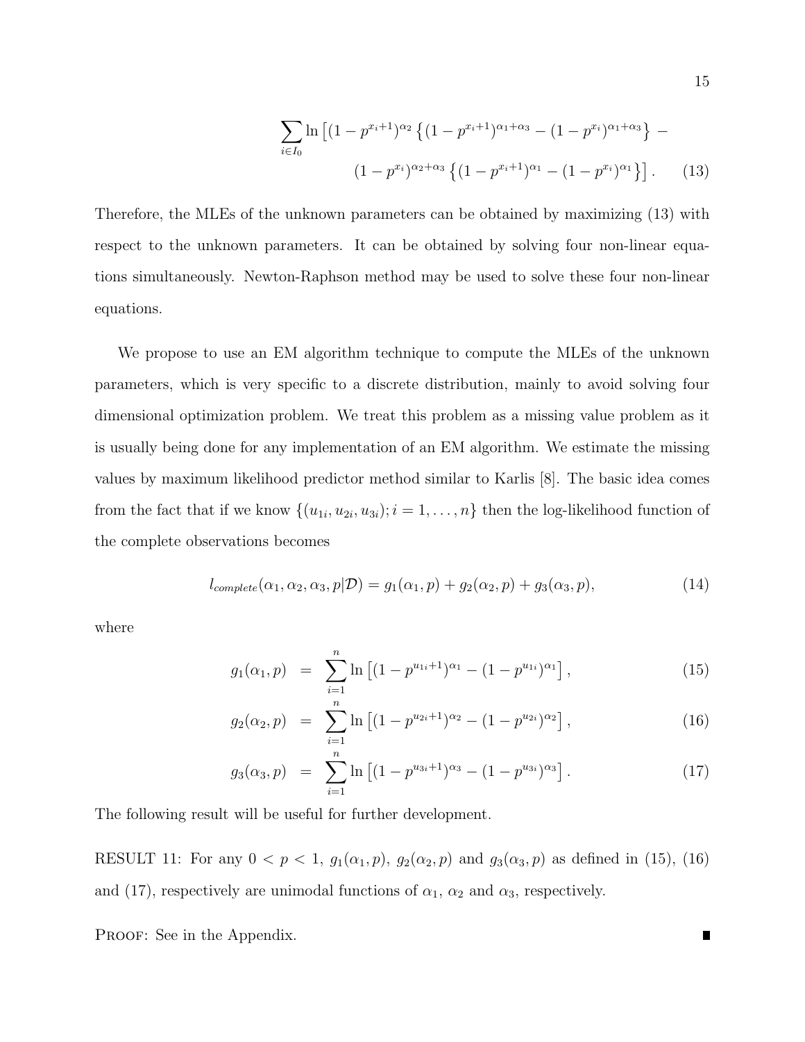$$\sum_{i \in I_0} \ln \left[ (1-p^{x_i+1})^{\alpha_2} \left\{ (1-p^{x_i+1})^{\alpha_1+\alpha_3} - (1-p^{x_i})^{\alpha_1+\alpha_3} \right\} - \right.$$
$$\left. (1-p^{x_i})^{\alpha_2+\alpha_3} \left\{ (1-p^{x_i+1})^{\alpha_1} - (1-p^{x_i})^{\alpha_1} \right\} \right]. \qquad (13)$$

Therefore, the MLEs of the unknown parameters can be obtained by maximizing (13) with respect to the unknown parameters. It can be obtained by solving four non-linear equations simultaneously. Newton-Raphson method may be used to solve these four non-linear equations.

We propose to use an EM algorithm technique to compute the MLEs of the unknown parameters, which is very specific to a discrete distribution, mainly to avoid solving four dimensional optimization problem. We treat this problem as a missing value problem as it is usually being done for any implementation of an EM algorithm. We estimate the missing values by maximum likelihood predictor method similar to Karlis [8]. The basic idea comes from the fact that if we know $\{(u_{1i}, u_{2i}, u_{3i}); i = 1, \ldots, n\}$ then the log-likelihood function of the complete observations becomes

$$l_{complete}(\alpha_1, \alpha_2, \alpha_3, p|\mathcal{D}) = g_1(\alpha_1, p) + g_2(\alpha_2, p) + g_3(\alpha_3, p), \qquad (14)$$

where

$$g_1(\alpha_1, p) = \sum_{i=1}^{n} \ln \left[ (1-p^{u_{1i}+1})^{\alpha_1} - (1-p^{u_{1i}})^{\alpha_1} \right], \qquad (15)$$

$$g_2(\alpha_2, p) = \sum_{i=1}^{n} \ln \left[ (1-p^{u_{2i}+1})^{\alpha_2} - (1-p^{u_{2i}})^{\alpha_2} \right], \qquad (16)$$

$$g_3(\alpha_3, p) = \sum_{i=1}^{n} \ln \left[ (1-p^{u_{3i}+1})^{\alpha_3} - (1-p^{u_{3i}})^{\alpha_3} \right]. \qquad (17)$$

The following result will be useful for further development.

RESULT 11: For any $0 < p < 1$, $g_1(\alpha_1, p)$, $g_2(\alpha_2, p)$ and $g_3(\alpha_3, p)$ as defined in (15), (16) and (17), respectively are unimodal functions of $\alpha_1$, $\alpha_2$ and $\alpha_3$, respectively.

PROOF: See in the Appendix. ∎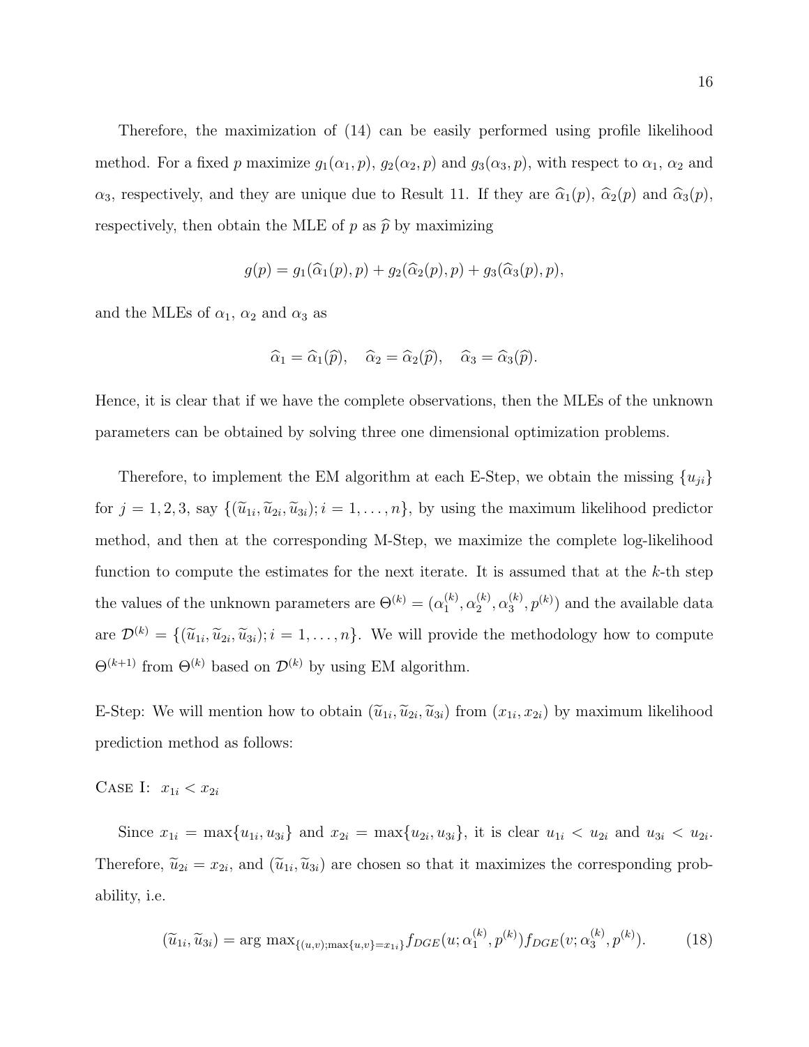Therefore, the maximization of (14) can be easily performed using profile likelihood method. For a fixed $p$ maximize $g_1(\alpha_1, p)$, $g_2(\alpha_2, p)$ and $g_3(\alpha_3, p)$, with respect to $\alpha_1$, $\alpha_2$ and $\alpha_3$, respectively, and they are unique due to Result 11. If they are $\widehat{\alpha}_1(p)$, $\widehat{\alpha}_2(p)$ and $\widehat{\alpha}_3(p)$, respectively, then obtain the MLE of $p$ as $\widehat{p}$ by maximizing

$$g(p) = g_1(\widehat{\alpha}_1(p), p) + g_2(\widehat{\alpha}_2(p), p) + g_3(\widehat{\alpha}_3(p), p),$$

and the MLEs of $\alpha_1$, $\alpha_2$ and $\alpha_3$ as

$$\widehat{\alpha}_1 = \widehat{\alpha}_1(\widehat{p}), \quad \widehat{\alpha}_2 = \widehat{\alpha}_2(\widehat{p}), \quad \widehat{\alpha}_3 = \widehat{\alpha}_3(\widehat{p}).$$

Hence, it is clear that if we have the complete observations, then the MLEs of the unknown parameters can be obtained by solving three one dimensional optimization problems.

Therefore, to implement the EM algorithm at each E-Step, we obtain the missing $\{u_{ji}\}$ for $j = 1, 2, 3$, say $\{(\widetilde{u}_{1i}, \widetilde{u}_{2i}, \widetilde{u}_{3i}); i = 1, \ldots, n\}$, by using the maximum likelihood predictor method, and then at the corresponding M-Step, we maximize the complete log-likelihood function to compute the estimates for the next iterate. It is assumed that at the $k$-th step the values of the unknown parameters are $\Theta^{(k)} = (\alpha_1^{(k)}, \alpha_2^{(k)}, \alpha_3^{(k)}, p^{(k)})$ and the available data are $\mathcal{D}^{(k)} = \{(\widetilde{u}_{1i}, \widetilde{u}_{2i}, \widetilde{u}_{3i}); i = 1, \ldots, n\}$. We will provide the methodology how to compute $\Theta^{(k+1)}$ from $\Theta^{(k)}$ based on $\mathcal{D}^{(k)}$ by using EM algorithm.

E-Step: We will mention how to obtain $(\widetilde{u}_{1i}, \widetilde{u}_{2i}, \widetilde{u}_{3i})$ from $(x_{1i}, x_{2i})$ by maximum likelihood prediction method as follows:

Case I: $x_{1i} < x_{2i}$

Since $x_{1i} = \max\{u_{1i}, u_{3i}\}$ and $x_{2i} = \max\{u_{2i}, u_{3i}\}$, it is clear $u_{1i} < u_{2i}$ and $u_{3i} < u_{2i}$. Therefore, $\widetilde{u}_{2i} = x_{2i}$, and $(\widetilde{u}_{1i}, \widetilde{u}_{3i})$ are chosen so that it maximizes the corresponding probability, i.e.

$$(\widetilde{u}_{1i}, \widetilde{u}_{3i}) = \arg\max_{\{(u,v);\max\{u,v\}=x_{1i}\}} f_{DGE}(u; \alpha_1^{(k)}, p^{(k)}) f_{DGE}(v; \alpha_3^{(k)}, p^{(k)}). \tag{18}$$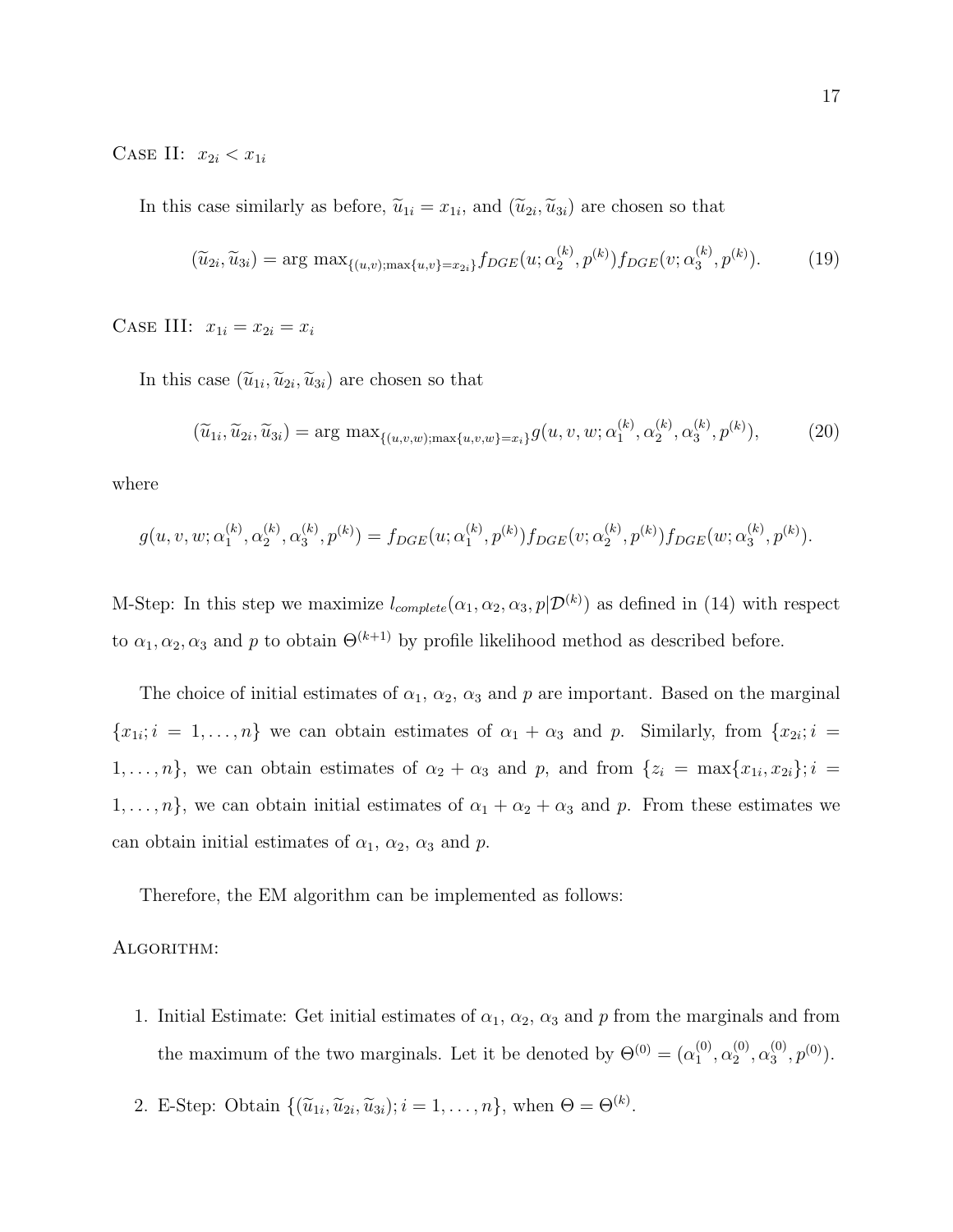Case II: $x_{2i} < x_{1i}$

In this case similarly as before, $\widetilde{u}_{1i} = x_{1i}$, and $(\widetilde{u}_{2i}, \widetilde{u}_{3i})$ are chosen so that

$$(\widetilde{u}_{2i}, \widetilde{u}_{3i}) = \arg\max_{\{(u,v);\max\{u,v\}=x_{2i}\}} f_{DGE}(u; \alpha_2^{(k)}, p^{(k)}) f_{DGE}(v; \alpha_3^{(k)}, p^{(k)}). \tag{19}$$

Case III: $x_{1i} = x_{2i} = x_i$

In this case $(\widetilde{u}_{1i}, \widetilde{u}_{2i}, \widetilde{u}_{3i})$ are chosen so that

$$(\widetilde{u}_{1i}, \widetilde{u}_{2i}, \widetilde{u}_{3i}) = \arg\max_{\{(u,v,w);\max\{u,v,w\}=x_i\}} g(u, v, w; \alpha_1^{(k)}, \alpha_2^{(k)}, \alpha_3^{(k)}, p^{(k)}), \tag{20}$$

where

$$g(u, v, w; \alpha_1^{(k)}, \alpha_2^{(k)}, \alpha_3^{(k)}, p^{(k)}) = f_{DGE}(u; \alpha_1^{(k)}, p^{(k)}) f_{DGE}(v; \alpha_2^{(k)}, p^{(k)}) f_{DGE}(w; \alpha_3^{(k)}, p^{(k)}).$$

M-Step: In this step we maximize $l_{complete}(\alpha_1, \alpha_2, \alpha_3, p|\mathcal{D}^{(k)})$ as defined in (14) with respect to $\alpha_1, \alpha_2, \alpha_3$ and $p$ to obtain $\Theta^{(k+1)}$ by profile likelihood method as described before.

The choice of initial estimates of $\alpha_1$, $\alpha_2$, $\alpha_3$ and $p$ are important. Based on the marginal $\{x_{1i}; i = 1, \ldots, n\}$ we can obtain estimates of $\alpha_1 + \alpha_3$ and $p$. Similarly, from $\{x_{2i}; i = 1, \ldots, n\}$, we can obtain estimates of $\alpha_2 + \alpha_3$ and $p$, and from $\{z_i = \max\{x_{1i}, x_{2i}\}; i = 1, \ldots, n\}$, we can obtain initial estimates of $\alpha_1 + \alpha_2 + \alpha_3$ and $p$. From these estimates we can obtain initial estimates of $\alpha_1$, $\alpha_2$, $\alpha_3$ and $p$.

Therefore, the EM algorithm can be implemented as follows:

Algorithm:

1. Initial Estimate: Get initial estimates of $\alpha_1$, $\alpha_2$, $\alpha_3$ and $p$ from the marginals and from the maximum of the two marginals. Let it be denoted by $\Theta^{(0)} = (\alpha_1^{(0)}, \alpha_2^{(0)}, \alpha_3^{(0)}, p^{(0)})$.
2. E-Step: Obtain $\{(\widetilde{u}_{1i}, \widetilde{u}_{2i}, \widetilde{u}_{3i}); i = 1, \ldots, n\}$, when $\Theta = \Theta^{(k)}$.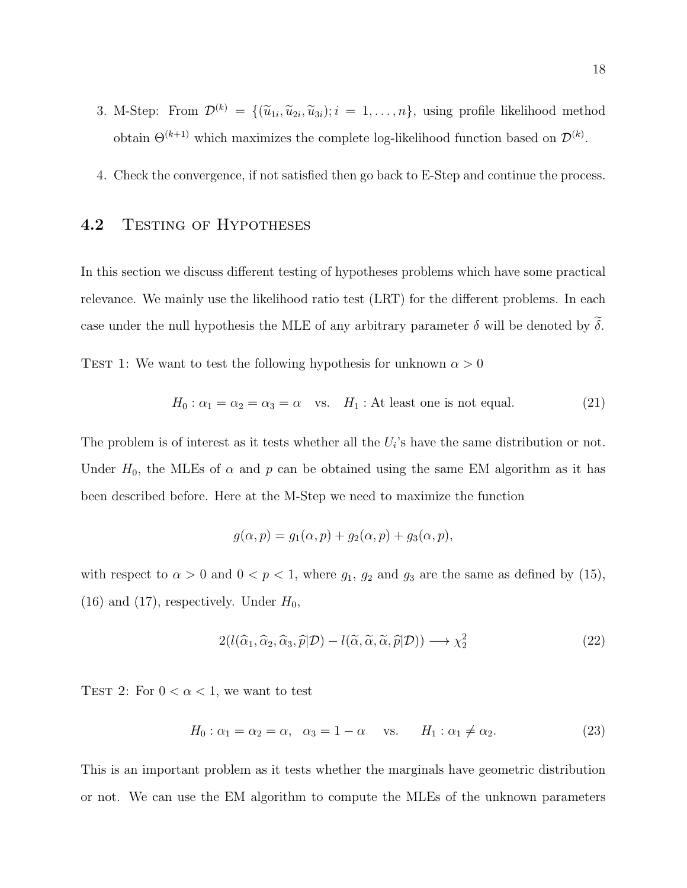3. M-Step: From $\mathcal{D}^{(k)} = \{(\widetilde{u}_{1i}, \widetilde{u}_{2i}, \widetilde{u}_{3i}); i = 1, \ldots, n\}$, using profile likelihood method obtain $\Theta^{(k+1)}$ which maximizes the complete log-likelihood function based on $\mathcal{D}^{(k)}$.

4. Check the convergence, if not satisfied then go back to E-Step and continue the process.

## 4.2 Testing of Hypotheses

In this section we discuss different testing of hypotheses problems which have some practical relevance. We mainly use the likelihood ratio test (LRT) for the different problems. In each case under the null hypothesis the MLE of any arbitrary parameter $\delta$ will be denoted by $\widetilde{\delta}$.

Test 1: We want to test the following hypothesis for unknown $\alpha > 0$

$$H_0 : \alpha_1 = \alpha_2 = \alpha_3 = \alpha \quad \text{vs.} \quad H_1 : \text{At least one is not equal.} \tag{21}$$

The problem is of interest as it tests whether all the $U_i$'s have the same distribution or not. Under $H_0$, the MLEs of $\alpha$ and $p$ can be obtained using the same EM algorithm as it has been described before. Here at the M-Step we need to maximize the function

$$g(\alpha, p) = g_1(\alpha, p) + g_2(\alpha, p) + g_3(\alpha, p),$$

with respect to $\alpha > 0$ and $0 < p < 1$, where $g_1$, $g_2$ and $g_3$ are the same as defined by (15), (16) and (17), respectively. Under $H_0$,

$$2(l(\widehat{\alpha}_1, \widehat{\alpha}_2, \widehat{\alpha}_3, \widehat{p}|\mathcal{D}) - l(\widetilde{\alpha}, \widetilde{\alpha}, \widetilde{\alpha}, \widehat{p}|\mathcal{D})) \longrightarrow \chi^2_2 \tag{22}$$

Test 2: For $0 < \alpha < 1$, we want to test

$$H_0 : \alpha_1 = \alpha_2 = \alpha, \quad \alpha_3 = 1 - \alpha \quad \text{vs.} \quad H_1 : \alpha_1 \neq \alpha_2. \tag{23}$$

This is an important problem as it tests whether the marginals have geometric distribution or not. We can use the EM algorithm to compute the MLEs of the unknown parameters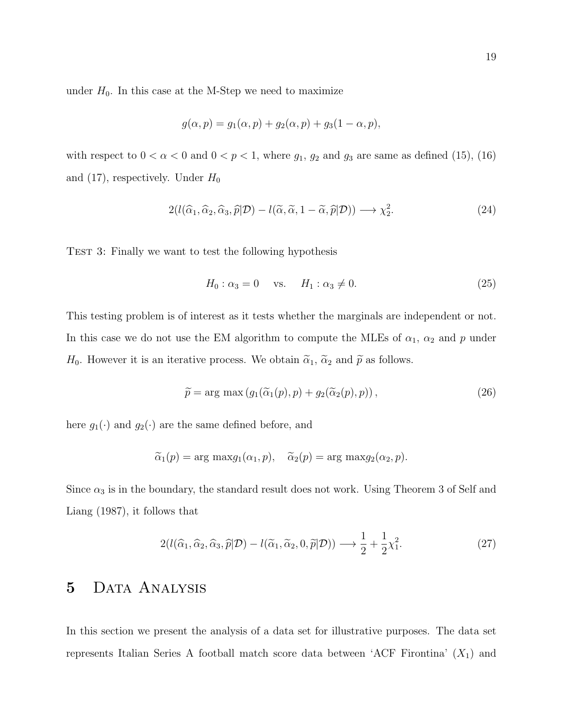under $H_0$. In this case at the M-Step we need to maximize

$$g(\alpha, p) = g_1(\alpha, p) + g_2(\alpha, p) + g_3(1 - \alpha, p),$$

with respect to $0 < \alpha < 0$ and $0 < p < 1$, where $g_1$, $g_2$ and $g_3$ are same as defined (15), (16) and (17), respectively. Under $H_0$

$$2(l(\widehat{\alpha}_1, \widehat{\alpha}_2, \widehat{\alpha}_3, \widehat{p}|\mathcal{D}) - l(\widetilde{\alpha}, \widetilde{\alpha}, 1 - \widetilde{\alpha}, \widehat{p}|\mathcal{D})) \longrightarrow \chi^2_2. \tag{24}$$

Test 3: Finally we want to test the following hypothesis

$$H_0 : \alpha_3 = 0 \quad \text{vs.} \quad H_1 : \alpha_3 \neq 0. \tag{25}$$

This testing problem is of interest as it tests whether the marginals are independent or not. In this case we do not use the EM algorithm to compute the MLEs of $\alpha_1$, $\alpha_2$ and $p$ under $H_0$. However it is an iterative process. We obtain $\widetilde{\alpha}_1$, $\widetilde{\alpha}_2$ and $\widetilde{p}$ as follows.

$$\widetilde{p} = \arg\,\max \left( g_1(\widetilde{\alpha}_1(p), p) + g_2(\widetilde{\alpha}_2(p), p) \right), \tag{26}$$

here $g_1(\cdot)$ and $g_2(\cdot)$ are the same defined before, and

$$\widetilde{\alpha}_1(p) = \arg\,\max g_1(\alpha_1, p), \quad \widetilde{\alpha}_2(p) = \arg\,\max g_2(\alpha_2, p).$$

Since $\alpha_3$ is in the boundary, the standard result does not work. Using Theorem 3 of Self and Liang (1987), it follows that

$$2(l(\widehat{\alpha}_1, \widehat{\alpha}_2, \widehat{\alpha}_3, \widehat{p}|\mathcal{D}) - l(\widetilde{\alpha}_1, \widetilde{\alpha}_2, 0, \widetilde{p}|\mathcal{D})) \longrightarrow \frac{1}{2} + \frac{1}{2}\chi^2_1. \tag{27}$$

# 5 Data Analysis

In this section we present the analysis of a data set for illustrative purposes. The data set represents Italian Series A football match score data between 'ACF Firontina' ($X_1$) and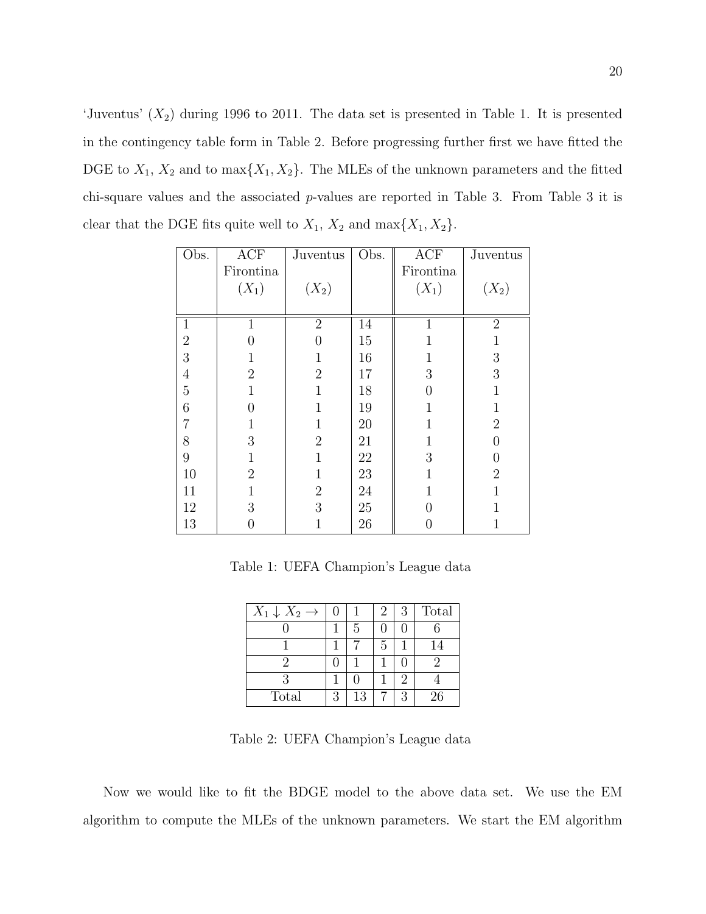'Juventus' ($X_2$) during 1996 to 2011. The data set is presented in Table 1. It is presented in the contingency table form in Table 2. Before progressing further first we have fitted the DGE to $X_1$, $X_2$ and to $\max\{X_1, X_2\}$. The MLEs of the unknown parameters and the fitted chi-square values and the associated $p$-values are reported in Table 3. From Table 3 it is clear that the DGE fits quite well to $X_1$, $X_2$ and $\max\{X_1, X_2\}$.

| Obs. | ACF Firontina ($X_1$) | Juventus ($X_2$) | Obs. | ACF Firontina ($X_1$) | Juventus ($X_2$) |
|---|---|---|---|---|---|
| 1 | 1 | 2 | 14 | 1 | 2 |
| 2 | 0 | 0 | 15 | 1 | 1 |
| 3 | 1 | 1 | 16 | 1 | 3 |
| 4 | 2 | 2 | 17 | 3 | 3 |
| 5 | 1 | 1 | 18 | 0 | 1 |
| 6 | 0 | 1 | 19 | 1 | 1 |
| 7 | 1 | 1 | 20 | 1 | 2 |
| 8 | 3 | 2 | 21 | 1 | 0 |
| 9 | 1 | 1 | 22 | 3 | 0 |
| 10 | 2 | 1 | 23 | 1 | 2 |
| 11 | 1 | 2 | 24 | 1 | 1 |
| 12 | 3 | 3 | 25 | 0 | 1 |
| 13 | 0 | 1 | 26 | 0 | 1 |

Table 1: UEFA Champion's League data

| $X_1 \downarrow X_2 \rightarrow$ | 0 | 1 | 2 | 3 | Total |
|---|---|---|---|---|---|
| 0 | 1 | 5 | 0 | 0 | 6 |
| 1 | 1 | 7 | 5 | 1 | 14 |
| 2 | 0 | 1 | 1 | 0 | 2 |
| 3 | 1 | 0 | 1 | 2 | 4 |
| Total | 3 | 13 | 7 | 3 | 26 |

Table 2: UEFA Champion's League data

Now we would like to fit the BDGE model to the above data set. We use the EM algorithm to compute the MLEs of the unknown parameters. We start the EM algorithm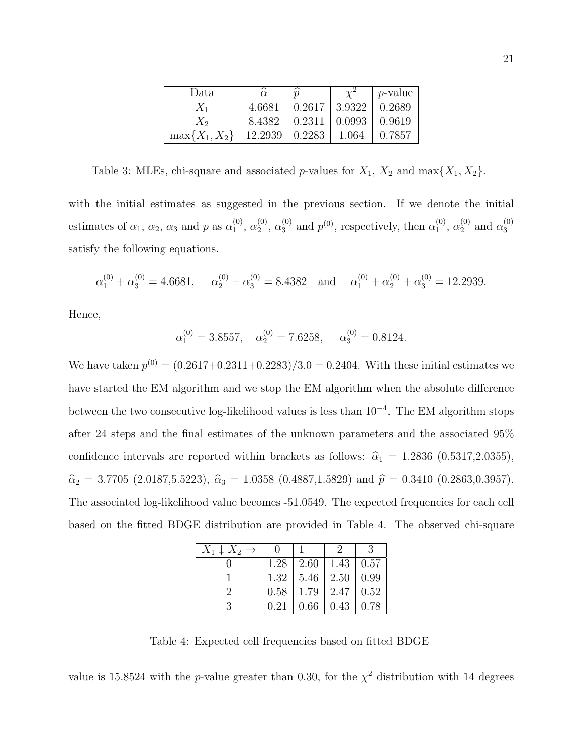| Data | $\widehat{\alpha}$ | $\widehat{p}$ | $\chi^2$ | $p$-value |
|---|---|---|---|---|
| $X_1$ | 4.6681 | 0.2617 | 3.9322 | 0.2689 |
| $X_2$ | 8.4382 | 0.2311 | 0.0993 | 0.9619 |
| $\max\{X_1, X_2\}$ | 12.2939 | 0.2283 | 1.064 | 0.7857 |

Table 3: MLEs, chi-square and associated $p$-values for $X_1$, $X_2$ and $\max\{X_1, X_2\}$.

with the initial estimates as suggested in the previous section. If we denote the initial estimates of $\alpha_1$, $\alpha_2$, $\alpha_3$ and $p$ as $\alpha_1^{(0)}$, $\alpha_2^{(0)}$, $\alpha_3^{(0)}$ and $p^{(0)}$, respectively, then $\alpha_1^{(0)}$, $\alpha_2^{(0)}$ and $\alpha_3^{(0)}$ satisfy the following equations.

$$\alpha_1^{(0)} + \alpha_3^{(0)} = 4.6681, \quad \alpha_2^{(0)} + \alpha_3^{(0)} = 8.4382 \quad \text{and} \quad \alpha_1^{(0)} + \alpha_2^{(0)} + \alpha_3^{(0)} = 12.2939.$$

Hence,

$$\alpha_1^{(0)} = 3.8557, \quad \alpha_2^{(0)} = 7.6258, \quad \alpha_3^{(0)} = 0.8124.$$

We have taken $p^{(0)} = (0.2617+0.2311+0.2283)/3.0 = 0.2404$. With these initial estimates we have started the EM algorithm and we stop the EM algorithm when the absolute difference between the two consecutive log-likelihood values is less than $10^{-4}$. The EM algorithm stops after 24 steps and the final estimates of the unknown parameters and the associated 95% confidence intervals are reported within brackets as follows: $\widehat{\alpha}_1 = 1.2836$ (0.5317,2.0355), $\widehat{\alpha}_2 = 3.7705$ (2.0187,5.5223), $\widehat{\alpha}_3 = 1.0358$ (0.4887,1.5829) and $\widehat{p} = 0.3410$ (0.2863,0.3957). The associated log-likelihood value becomes -51.0549. The expected frequencies for each cell based on the fitted BDGE distribution are provided in Table 4. The observed chi-square

| $X_1 \downarrow X_2 \rightarrow$ | 0 | 1 | 2 | 3 |
|---|---|---|---|---|
| 0 | 1.28 | 2.60 | 1.43 | 0.57 |
| 1 | 1.32 | 5.46 | 2.50 | 0.99 |
| 2 | 0.58 | 1.79 | 2.47 | 0.52 |
| 3 | 0.21 | 0.66 | 0.43 | 0.78 |

Table 4: Expected cell frequencies based on fitted BDGE

value is 15.8524 with the $p$-value greater than 0.30, for the $\chi^2$ distribution with 14 degrees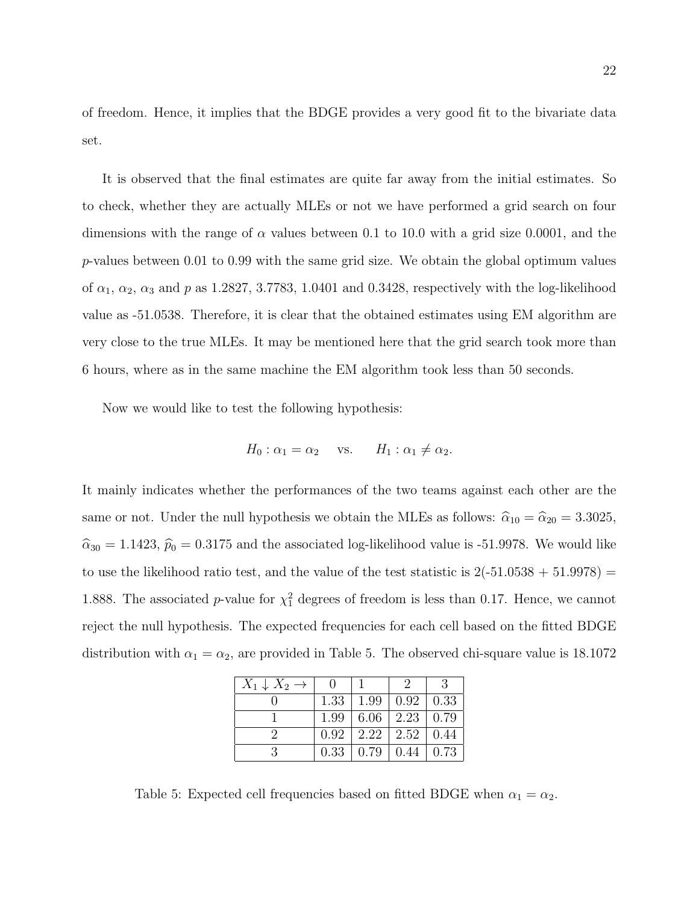of freedom. Hence, it implies that the BDGE provides a very good fit to the bivariate data set.

It is observed that the final estimates are quite far away from the initial estimates. So to check, whether they are actually MLEs or not we have performed a grid search on four dimensions with the range of $\alpha$ values between 0.1 to 10.0 with a grid size 0.0001, and the $p$-values between 0.01 to 0.99 with the same grid size. We obtain the global optimum values of $\alpha_1$, $\alpha_2$, $\alpha_3$ and $p$ as 1.2827, 3.7783, 1.0401 and 0.3428, respectively with the log-likelihood value as -51.0538. Therefore, it is clear that the obtained estimates using EM algorithm are very close to the true MLEs. It may be mentioned here that the grid search took more than 6 hours, where as in the same machine the EM algorithm took less than 50 seconds.

Now we would like to test the following hypothesis:

$$H_0 : \alpha_1 = \alpha_2 \quad \text{vs.} \quad H_1 : \alpha_1 \neq \alpha_2.$$

It mainly indicates whether the performances of the two teams against each other are the same or not. Under the null hypothesis we obtain the MLEs as follows: $\widehat{\alpha}_{10} = \widehat{\alpha}_{20} = 3.3025$, $\widehat{\alpha}_{30} = 1.1423$, $\widehat{p}_0 = 0.3175$ and the associated log-likelihood value is -51.9978. We would like to use the likelihood ratio test, and the value of the test statistic is 2(-51.0538 + 51.9978) = 1.888. The associated $p$-value for $\chi^2_1$ degrees of freedom is less than 0.17. Hence, we cannot reject the null hypothesis. The expected frequencies for each cell based on the fitted BDGE distribution with $\alpha_1 = \alpha_2$, are provided in Table 5. The observed chi-square value is 18.1072

| $X_1 \downarrow X_2 \rightarrow$ | 0 | 1 | 2 | 3 |
|---|---|---|---|---|
| 0 | 1.33 | 1.99 | 0.92 | 0.33 |
| 1 | 1.99 | 6.06 | 2.23 | 0.79 |
| 2 | 0.92 | 2.22 | 2.52 | 0.44 |
| 3 | 0.33 | 0.79 | 0.44 | 0.73 |

Table 5: Expected cell frequencies based on fitted BDGE when $\alpha_1 = \alpha_2$.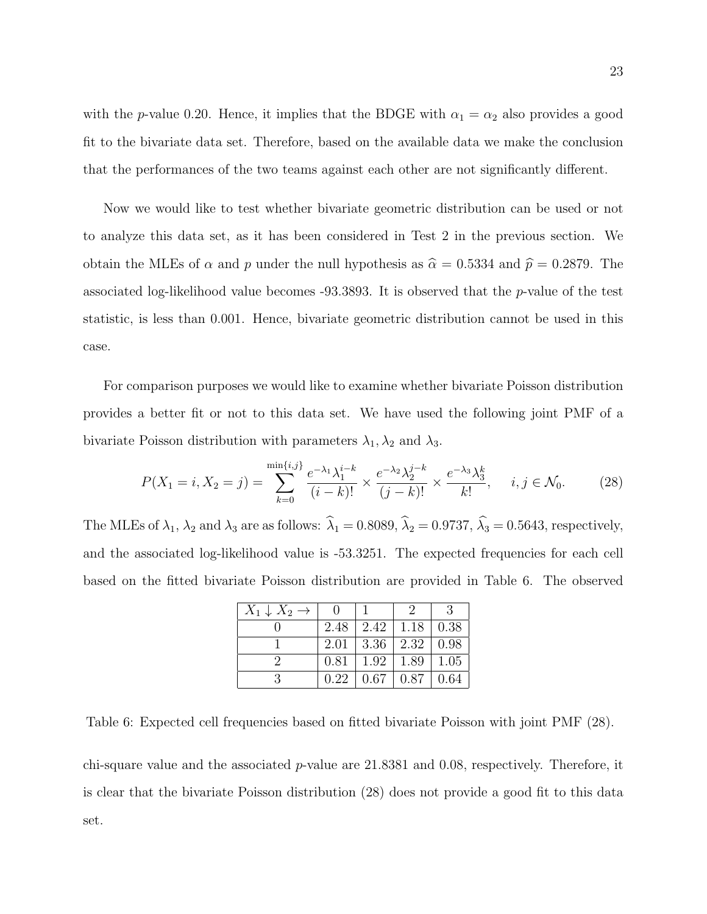with the $p$-value 0.20. Hence, it implies that the BDGE with $\alpha_1 = \alpha_2$ also provides a good fit to the bivariate data set. Therefore, based on the available data we make the conclusion that the performances of the two teams against each other are not significantly different.

Now we would like to test whether bivariate geometric distribution can be used or not to analyze this data set, as it has been considered in Test 2 in the previous section. We obtain the MLEs of $\alpha$ and $p$ under the null hypothesis as $\widehat{\alpha} = 0.5334$ and $\widehat{p} = 0.2879$. The associated log-likelihood value becomes -93.3893. It is observed that the $p$-value of the test statistic, is less than 0.001. Hence, bivariate geometric distribution cannot be used in this case.

For comparison purposes we would like to examine whether bivariate Poisson distribution provides a better fit or not to this data set. We have used the following joint PMF of a bivariate Poisson distribution with parameters $\lambda_1, \lambda_2$ and $\lambda_3$.

$$P(X_1 = i, X_2 = j) = \sum_{k=0}^{\min\{i,j\}} \frac{e^{-\lambda_1}\lambda_1^{i-k}}{(i-k)!} \times \frac{e^{-\lambda_2}\lambda_2^{j-k}}{(j-k)!} \times \frac{e^{-\lambda_3}\lambda_3^{k}}{k!}, \quad i, j \in \mathcal{N}_0. \tag{28}$$

The MLEs of $\lambda_1$, $\lambda_2$ and $\lambda_3$ are as follows: $\widehat{\lambda}_1 = 0.8089$, $\widehat{\lambda}_2 = 0.9737$, $\widehat{\lambda}_3 = 0.5643$, respectively, and the associated log-likelihood value is -53.3251. The expected frequencies for each cell based on the fitted bivariate Poisson distribution are provided in Table 6. The observed chi-square value and the associated $p$-value are 21.8381 and 0.08, respectively. Therefore, it is clear that the bivariate Poisson distribution (28) does not provide a good fit to this data set.

| $X_1 \downarrow X_2 \rightarrow$ | 0 | 1 | 2 | 3 |
|---|---|---|---|---|
| 0 | 2.48 | 2.42 | 1.18 | 0.38 |
| 1 | 2.01 | 3.36 | 2.32 | 0.98 |
| 2 | 0.81 | 1.92 | 1.89 | 1.05 |
| 3 | 0.22 | 0.67 | 0.87 | 0.64 |

Table 6: Expected cell frequencies based on fitted bivariate Poisson with joint PMF (28).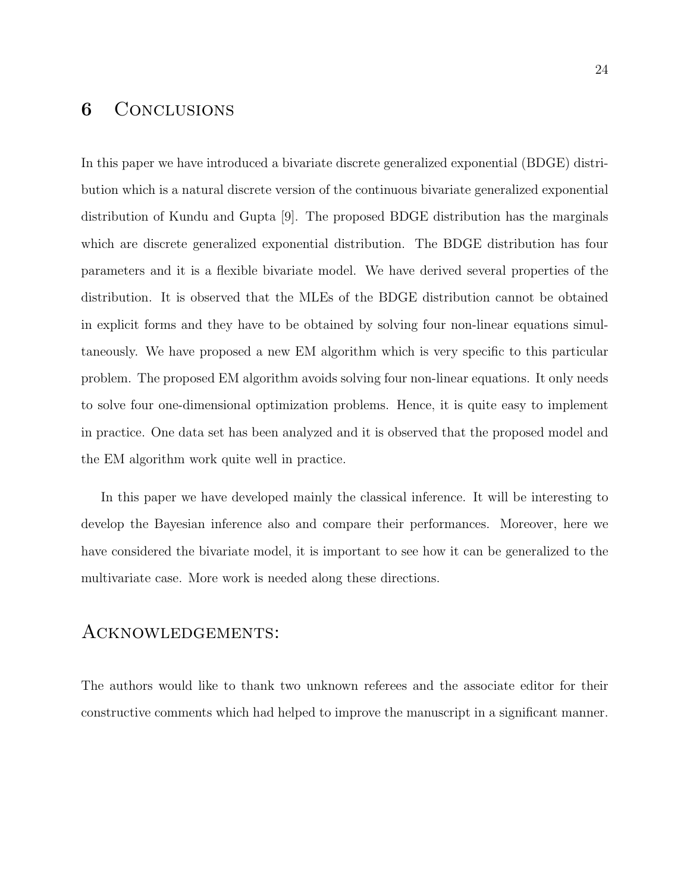## 6 Conclusions

In this paper we have introduced a bivariate discrete generalized exponential (BDGE) distribution which is a natural discrete version of the continuous bivariate generalized exponential distribution of Kundu and Gupta [9]. The proposed BDGE distribution has the marginals which are discrete generalized exponential distribution. The BDGE distribution has four parameters and it is a flexible bivariate model. We have derived several properties of the distribution. It is observed that the MLEs of the BDGE distribution cannot be obtained in explicit forms and they have to be obtained by solving four non-linear equations simultaneously. We have proposed a new EM algorithm which is very specific to this particular problem. The proposed EM algorithm avoids solving four non-linear equations. It only needs to solve four one-dimensional optimization problems. Hence, it is quite easy to implement in practice. One data set has been analyzed and it is observed that the proposed model and the EM algorithm work quite well in practice.

In this paper we have developed mainly the classical inference. It will be interesting to develop the Bayesian inference also and compare their performances. Moreover, here we have considered the bivariate model, it is important to see how it can be generalized to the multivariate case. More work is needed along these directions.

## Acknowledgements:

The authors would like to thank two unknown referees and the associate editor for their constructive comments which had helped to improve the manuscript in a significant manner.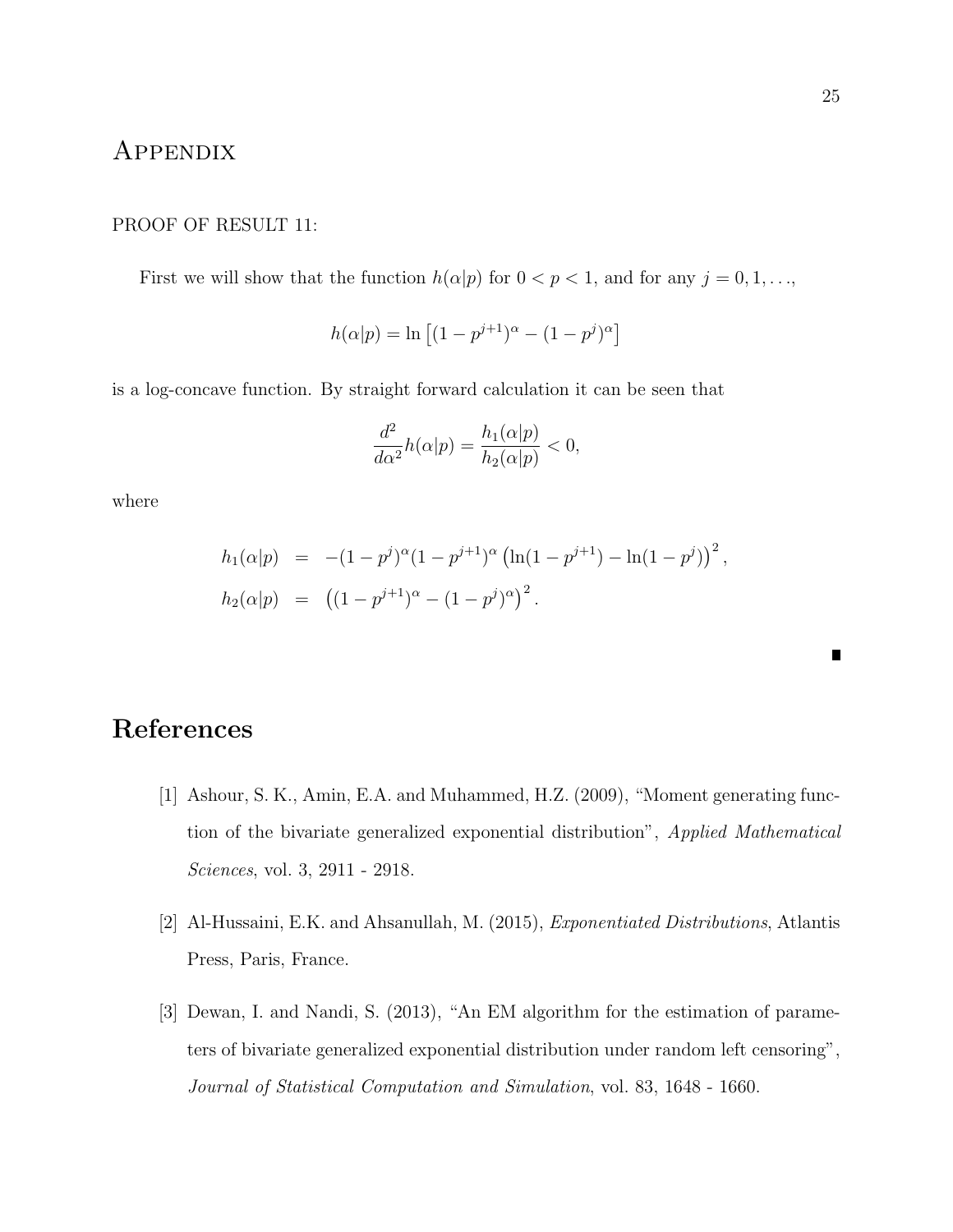# Appendix

PROOF OF RESULT 11:

First we will show that the function $h(\alpha|p)$ for $0 < p < 1$, and for any $j = 0, 1, \ldots$,

$$h(\alpha|p) = \ln\left[(1 - p^{j+1})^{\alpha} - (1 - p^{j})^{\alpha}\right]$$

is a log-concave function. By straight forward calculation it can be seen that

$$\frac{d^2}{d\alpha^2} h(\alpha|p) = \frac{h_1(\alpha|p)}{h_2(\alpha|p)} < 0,$$

where

$$\begin{aligned}
h_1(\alpha|p) &= -(1 - p^{j})^{\alpha}(1 - p^{j+1})^{\alpha}\left(\ln(1 - p^{j+1}) - \ln(1 - p^{j})\right)^2, \\
h_2(\alpha|p) &= \left((1 - p^{j+1})^{\alpha} - (1 - p^{j})^{\alpha}\right)^2.
\end{aligned}$$

■

# References

[1] Ashour, S. K., Amin, E.A. and Muhammed, H.Z. (2009), "Moment generating function of the bivariate generalized exponential distribution", *Applied Mathematical Sciences*, vol. 3, 2911 - 2918.

[2] Al-Hussaini, E.K. and Ahsanullah, M. (2015), *Exponentiated Distributions*, Atlantis Press, Paris, France.

[3] Dewan, I. and Nandi, S. (2013), "An EM algorithm for the estimation of parameters of bivariate generalized exponential distribution under random left censoring", *Journal of Statistical Computation and Simulation*, vol. 83, 1648 - 1660.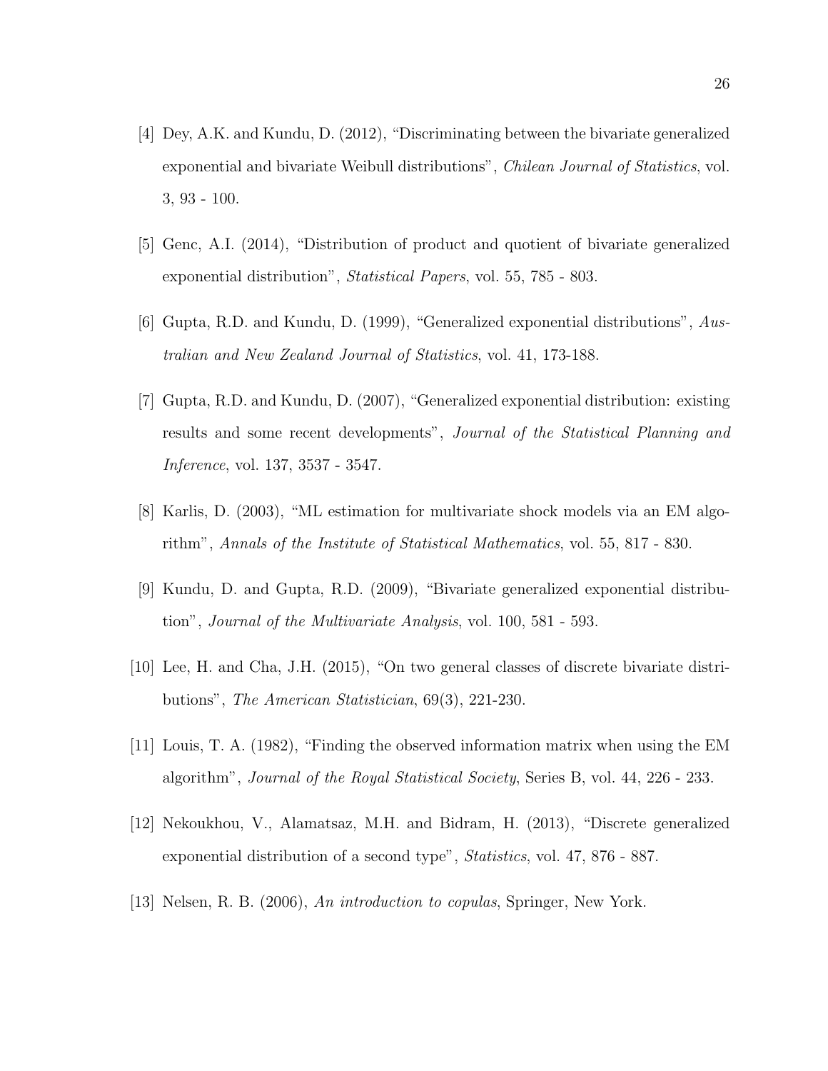[4] Dey, A.K. and Kundu, D. (2012), "Discriminating between the bivariate generalized exponential and bivariate Weibull distributions", *Chilean Journal of Statistics*, vol. 3, 93 - 100.

[5] Genc, A.I. (2014), "Distribution of product and quotient of bivariate generalized exponential distribution", *Statistical Papers*, vol. 55, 785 - 803.

[6] Gupta, R.D. and Kundu, D. (1999), "Generalized exponential distributions", *Australian and New Zealand Journal of Statistics*, vol. 41, 173-188.

[7] Gupta, R.D. and Kundu, D. (2007), "Generalized exponential distribution: existing results and some recent developments", *Journal of the Statistical Planning and Inference*, vol. 137, 3537 - 3547.

[8] Karlis, D. (2003), "ML estimation for multivariate shock models via an EM algorithm", *Annals of the Institute of Statistical Mathematics*, vol. 55, 817 - 830.

[9] Kundu, D. and Gupta, R.D. (2009), "Bivariate generalized exponential distribution", *Journal of the Multivariate Analysis*, vol. 100, 581 - 593.

[10] Lee, H. and Cha, J.H. (2015), "On two general classes of discrete bivariate distributions", *The American Statistician*, 69(3), 221-230.

[11] Louis, T. A. (1982), "Finding the observed information matrix when using the EM algorithm", *Journal of the Royal Statistical Society*, Series B, vol. 44, 226 - 233.

[12] Nekoukhou, V., Alamatsaz, M.H. and Bidram, H. (2013), "Discrete generalized exponential distribution of a second type", *Statistics*, vol. 47, 876 - 887.

[13] Nelsen, R. B. (2006), *An introduction to copulas*, Springer, New York.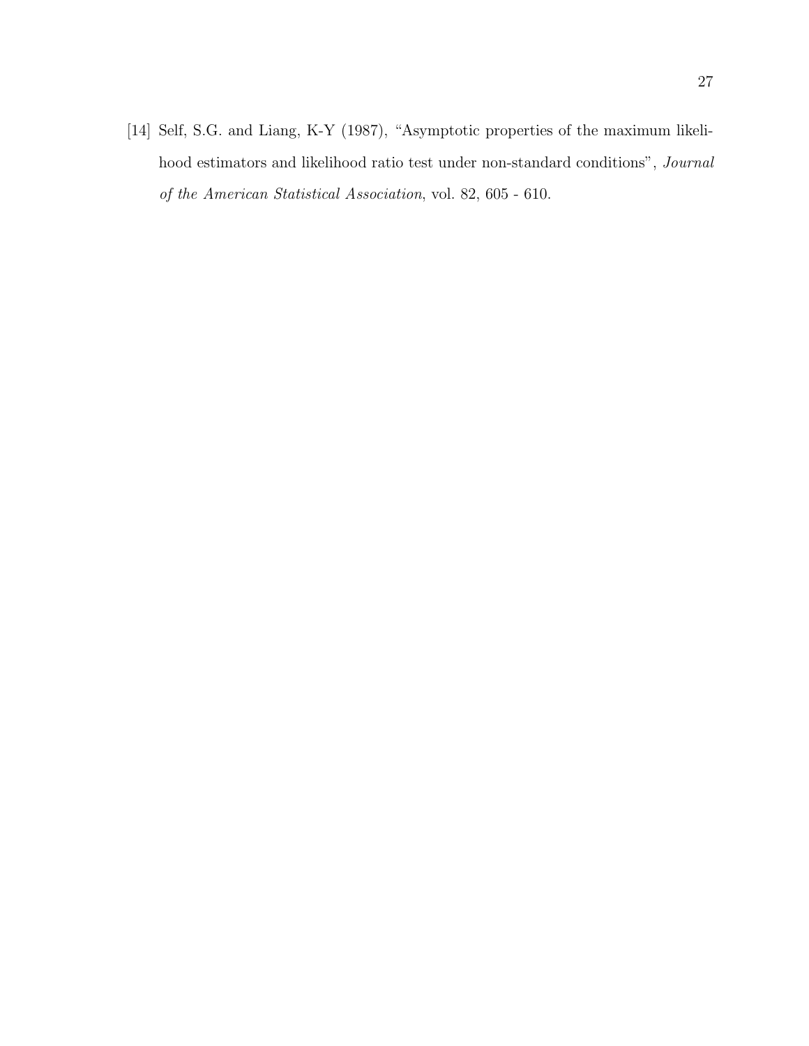[14] Self, S.G. and Liang, K-Y (1987), "Asymptotic properties of the maximum likelihood estimators and likelihood ratio test under non-standard conditions", *Journal of the American Statistical Association*, vol. 82, 605 - 610.